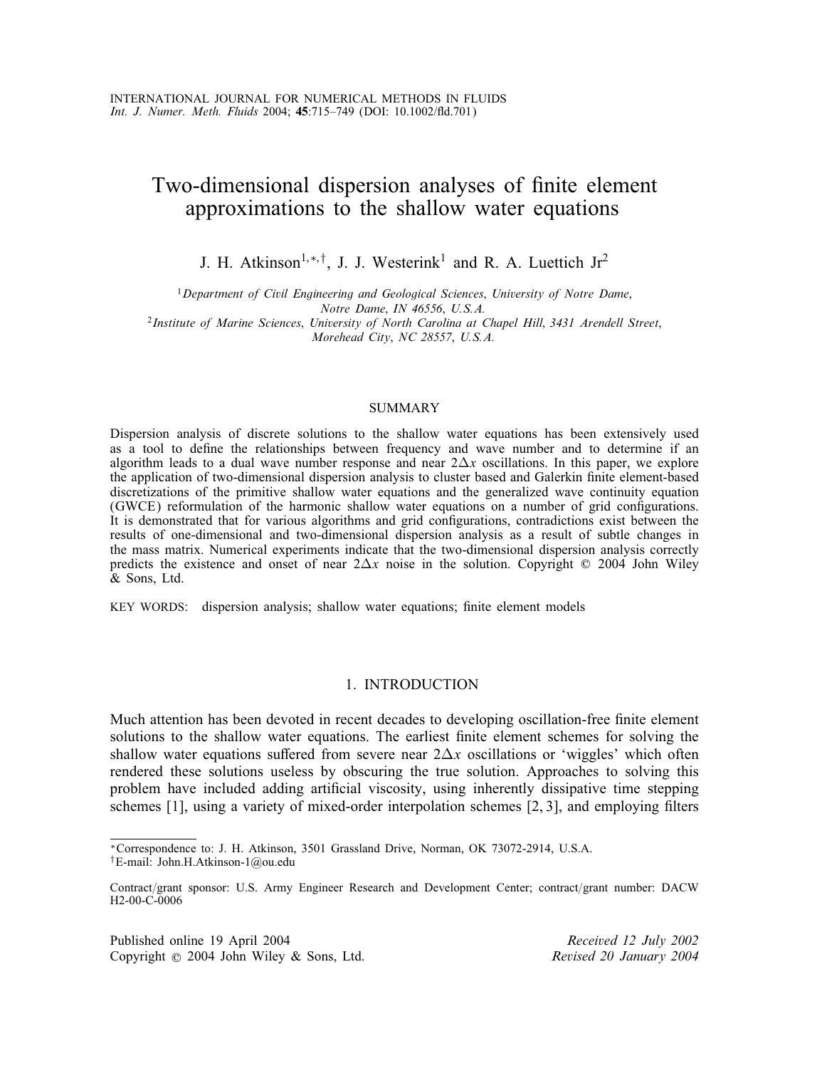# Two-dimensional dispersion analyses of finite element approximations to the shallow water equations

J. H. Atkinson[1,*,†], J. J. Westerink[1] and R. A. Luettich Jr[2]

[1]*Department of Civil Engineering and Geological Sciences, University of Notre Dame, Notre Dame, IN 46556, U.S.A.*

[2]*Institute of Marine Sciences, University of North Carolina at Chapel Hill, 3431 Arendell Street, Morehead City, NC 28557, U.S.A.*

## SUMMARY

Dispersion analysis of discrete solutions to the shallow water equations has been extensively used as a tool to define the relationships between frequency and wave number and to determine if an algorithm leads to a dual wave number response and near $2\Delta x$ oscillations. In this paper, we explore the application of two-dimensional dispersion analysis to cluster based and Galerkin finite element-based discretizations of the primitive shallow water equations and the generalized wave continuity equation (GWCE) reformulation of the harmonic shallow water equations on a number of grid configurations. It is demonstrated that for various algorithms and grid configurations, contradictions exist between the results of one-dimensional and two-dimensional dispersion analysis as a result of subtle changes in the mass matrix. Numerical experiments indicate that the two-dimensional dispersion analysis correctly predicts the existence and onset of near $2\Delta x$ noise in the solution. Copyright © 2004 John Wiley & Sons, Ltd.

KEY WORDS: dispersion analysis; shallow water equations; finite element models

## 1. INTRODUCTION

Much attention has been devoted in recent decades to developing oscillation-free finite element solutions to the shallow water equations. The earliest finite element schemes for solving the shallow water equations suffered from severe near $2\Delta x$ oscillations or 'wiggles' which often rendered these solutions useless by obscuring the true solution. Approaches to solving this problem have included adding artificial viscosity, using inherently dissipative time stepping schemes [1], using a variety of mixed-order interpolation schemes [2, 3], and employing filters

---

*Correspondence to: J. H. Atkinson, 3501 Grassland Drive, Norman, OK 73072-2914, U.S.A.

†E-mail: John.H.Atkinson-1@ou.edu

Contract/grant sponsor: U.S. Army Engineer Research and Development Center; contract/grant number: DACW H2-00-C-0006

Published online 19 April 2004
Copyright © 2004 John Wiley & Sons, Ltd.

*Received 12 July 2002*
*Revised 20 January 2004*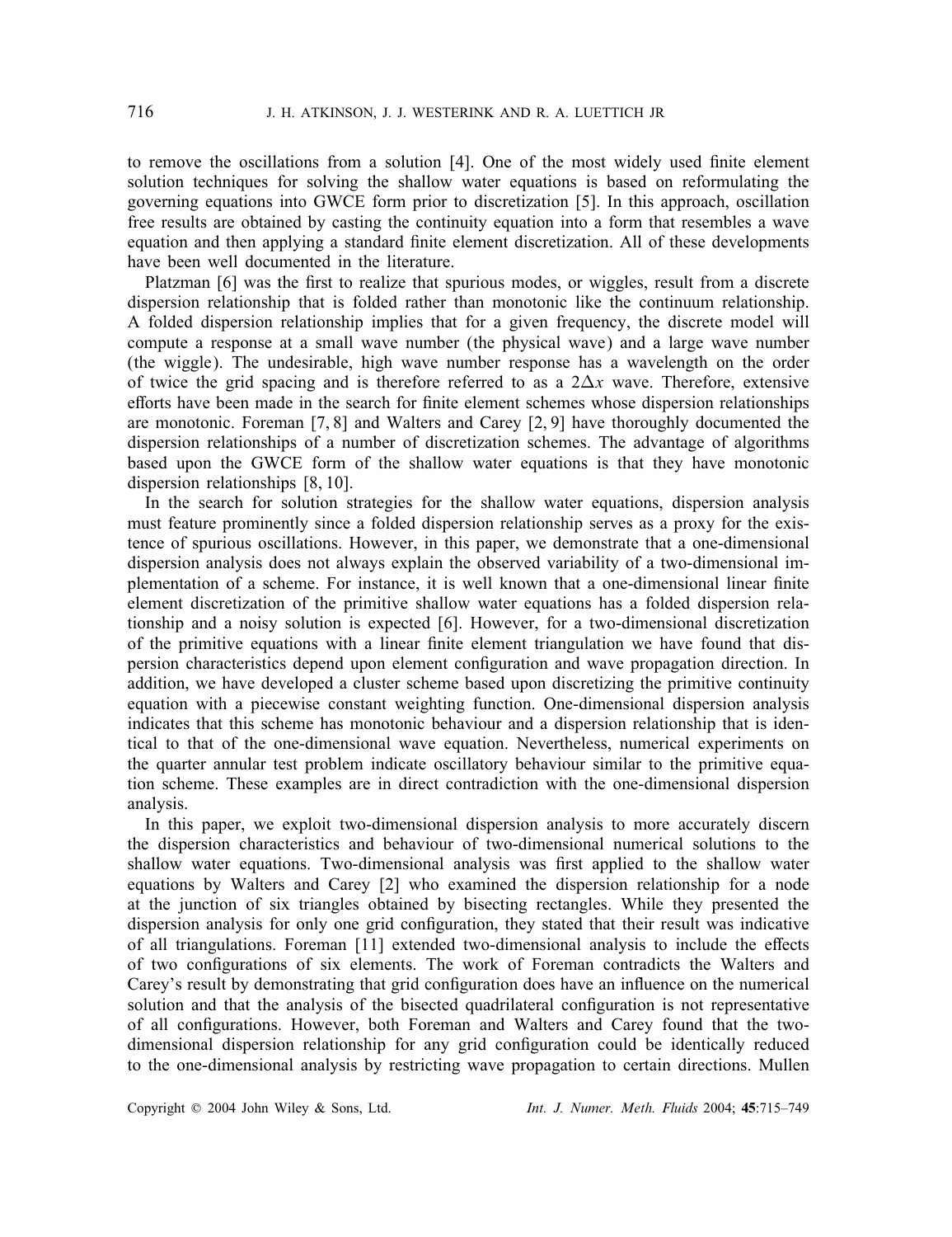to remove the oscillations from a solution [4]. One of the most widely used finite element solution techniques for solving the shallow water equations is based on reformulating the governing equations into GWCE form prior to discretization [5]. In this approach, oscillation free results are obtained by casting the continuity equation into a form that resembles a wave equation and then applying a standard finite element discretization. All of these developments have been well documented in the literature.

Platzman [6] was the first to realize that spurious modes, or wiggles, result from a discrete dispersion relationship that is folded rather than monotonic like the continuum relationship. A folded dispersion relationship implies that for a given frequency, the discrete model will compute a response at a small wave number (the physical wave) and a large wave number (the wiggle). The undesirable, high wave number response has a wavelength on the order of twice the grid spacing and is therefore referred to as a $2\Delta x$ wave. Therefore, extensive efforts have been made in the search for finite element schemes whose dispersion relationships are monotonic. Foreman [7, 8] and Walters and Carey [2, 9] have thoroughly documented the dispersion relationships of a number of discretization schemes. The advantage of algorithms based upon the GWCE form of the shallow water equations is that they have monotonic dispersion relationships [8, 10].

In the search for solution strategies for the shallow water equations, dispersion analysis must feature prominently since a folded dispersion relationship serves as a proxy for the existence of spurious oscillations. However, in this paper, we demonstrate that a one-dimensional dispersion analysis does not always explain the observed variability of a two-dimensional implementation of a scheme. For instance, it is well known that a one-dimensional linear finite element discretization of the primitive shallow water equations has a folded dispersion relationship and a noisy solution is expected [6]. However, for a two-dimensional discretization of the primitive equations with a linear finite element triangulation we have found that dispersion characteristics depend upon element configuration and wave propagation direction. In addition, we have developed a cluster scheme based upon discretizing the primitive continuity equation with a piecewise constant weighting function. One-dimensional dispersion analysis indicates that this scheme has monotonic behaviour and a dispersion relationship that is identical to that of the one-dimensional wave equation. Nevertheless, numerical experiments on the quarter annular test problem indicate oscillatory behaviour similar to the primitive equation scheme. These examples are in direct contradiction with the one-dimensional dispersion analysis.

In this paper, we exploit two-dimensional dispersion analysis to more accurately discern the dispersion characteristics and behaviour of two-dimensional numerical solutions to the shallow water equations. Two-dimensional analysis was first applied to the shallow water equations by Walters and Carey [2] who examined the dispersion relationship for a node at the junction of six triangles obtained by bisecting rectangles. While they presented the dispersion analysis for only one grid configuration, they stated that their result was indicative of all triangulations. Foreman [11] extended two-dimensional analysis to include the effects of two configurations of six elements. The work of Foreman contradicts the Walters and Carey's result by demonstrating that grid configuration does have an influence on the numerical solution and that the analysis of the bisected quadrilateral configuration is not representative of all configurations. However, both Foreman and Walters and Carey found that the two-dimensional dispersion relationship for any grid configuration could be identically reduced to the one-dimensional analysis by restricting wave propagation to certain directions. Mullen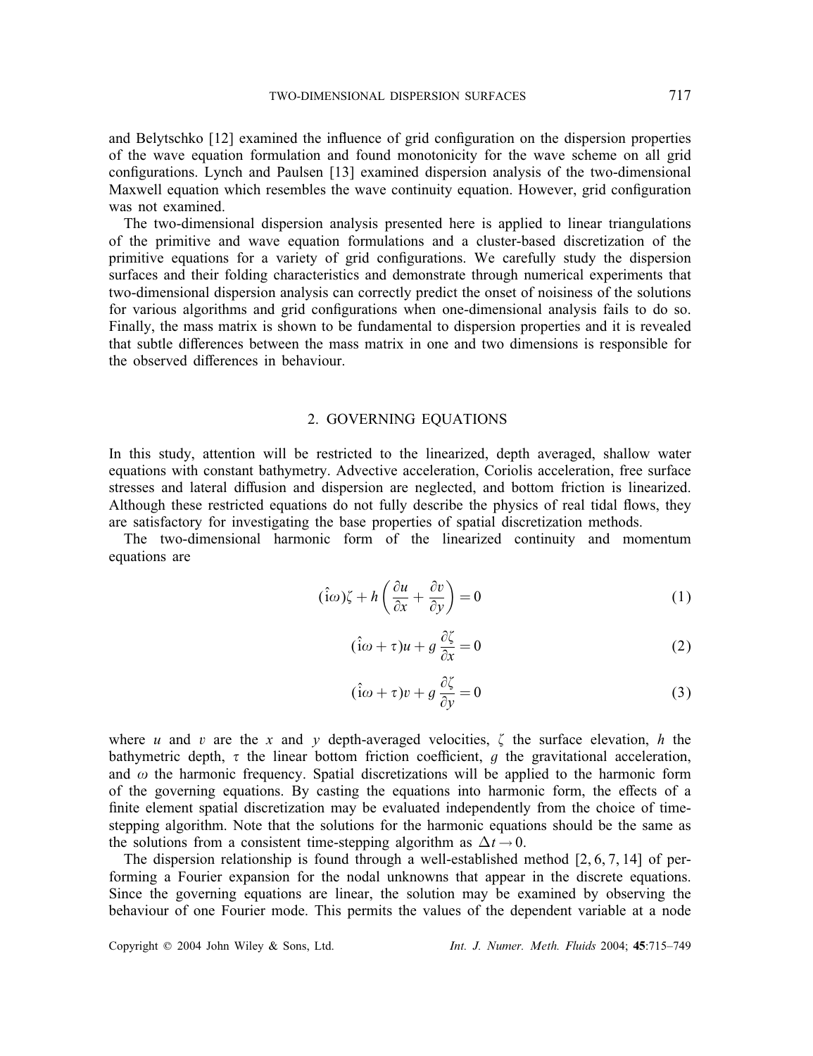and Belytschko [12] examined the influence of grid configuration on the dispersion properties of the wave equation formulation and found monotonicity for the wave scheme on all grid configurations. Lynch and Paulsen [13] examined dispersion analysis of the two-dimensional Maxwell equation which resembles the wave continuity equation. However, grid configuration was not examined.

The two-dimensional dispersion analysis presented here is applied to linear triangulations of the primitive and wave equation formulations and a cluster-based discretization of the primitive equations for a variety of grid configurations. We carefully study the dispersion surfaces and their folding characteristics and demonstrate through numerical experiments that two-dimensional dispersion analysis can correctly predict the onset of noisiness of the solutions for various algorithms and grid configurations when one-dimensional analysis fails to do so. Finally, the mass matrix is shown to be fundamental to dispersion properties and it is revealed that subtle differences between the mass matrix in one and two dimensions is responsible for the observed differences in behaviour.

## 2. GOVERNING EQUATIONS

In this study, attention will be restricted to the linearized, depth averaged, shallow water equations with constant bathymetry. Advective acceleration, Coriolis acceleration, free surface stresses and lateral diffusion and dispersion are neglected, and bottom friction is linearized. Although these restricted equations do not fully describe the physics of real tidal flows, they are satisfactory for investigating the base properties of spatial discretization methods.

The two-dimensional harmonic form of the linearized continuity and momentum equations are

$$(\hat{\mathrm{i}}\omega)\zeta + h\left(\frac{\partial u}{\partial x} + \frac{\partial v}{\partial y}\right) = 0 \tag{1}$$

$$(\hat{\mathrm{i}}\omega + \tau)u + g\,\frac{\partial \zeta}{\partial x} = 0 \tag{2}$$

$$(\hat{\mathrm{i}}\omega + \tau)v + g\,\frac{\partial \zeta}{\partial y} = 0 \tag{3}$$

where $u$ and $v$ are the $x$ and $y$ depth-averaged velocities, $\zeta$ the surface elevation, $h$ the bathymetric depth, $\tau$ the linear bottom friction coefficient, $g$ the gravitational acceleration, and $\omega$ the harmonic frequency. Spatial discretizations will be applied to the harmonic form of the governing equations. By casting the equations into harmonic form, the effects of a finite element spatial discretization may be evaluated independently from the choice of time-stepping algorithm. Note that the solutions for the harmonic equations should be the same as the solutions from a consistent time-stepping algorithm as $\Delta t \rightarrow 0$.

The dispersion relationship is found through a well-established method [2, 6, 7, 14] of performing a Fourier expansion for the nodal unknowns that appear in the discrete equations. Since the governing equations are linear, the solution may be examined by observing the behaviour of one Fourier mode. This permits the values of the dependent variable at a node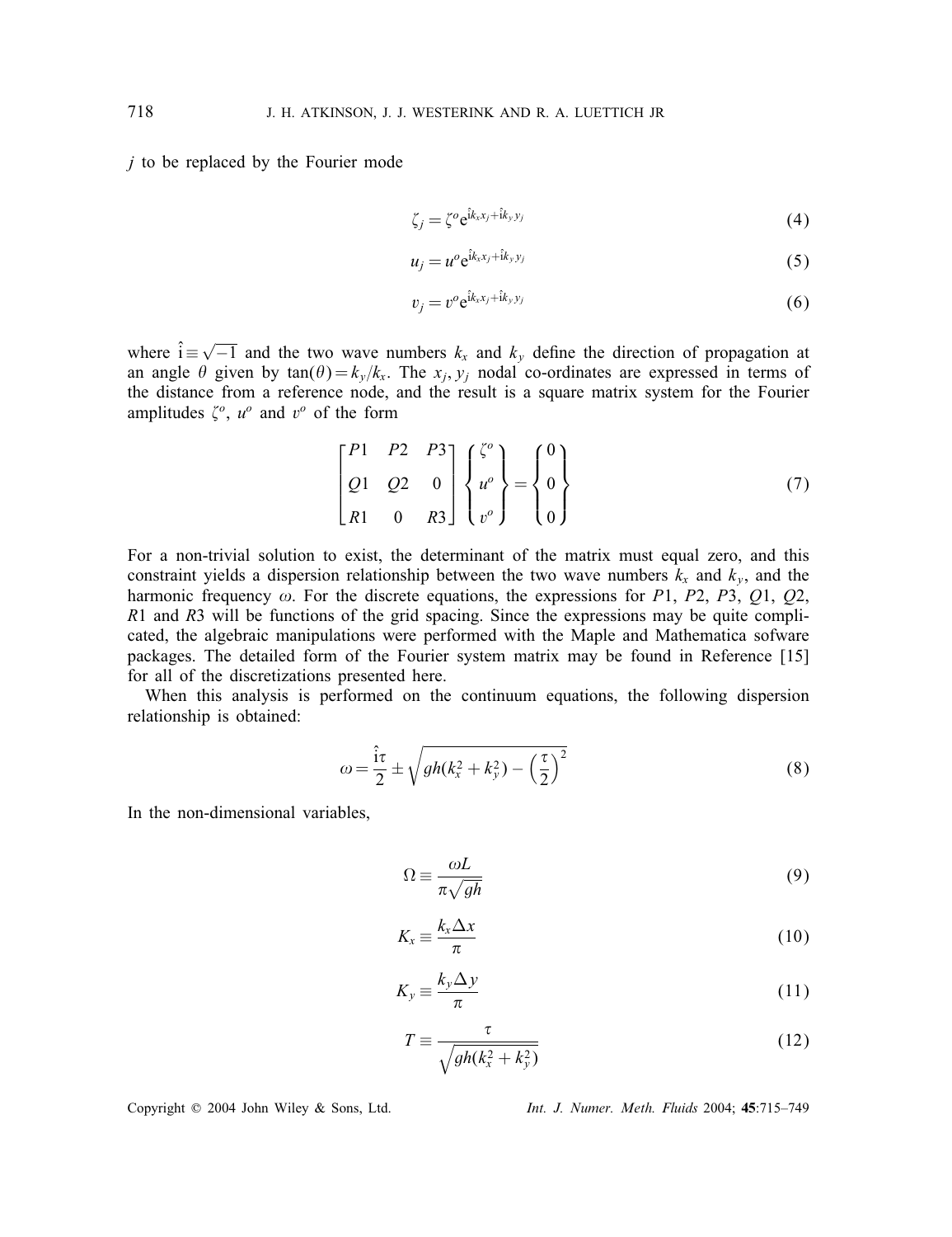$j$ to be replaced by the Fourier mode

$$\zeta_j = \zeta^o e^{\hat{\imath} k_x x_j + \hat{\imath} k_y y_j} \tag{4}$$

$$u_j = u^o e^{\hat{\imath} k_x x_j + \hat{\imath} k_y y_j} \tag{5}$$

$$v_j = v^o e^{\hat{\imath} k_x x_j + \hat{\imath} k_y y_j} \tag{6}$$

where $\hat{\imath} \equiv \sqrt{-1}$ and the two wave numbers $k_x$ and $k_y$ define the direction of propagation at an angle $\theta$ given by $\tan(\theta) = k_y/k_x$. The $x_j, y_j$ nodal co-ordinates are expressed in terms of the distance from a reference node, and the result is a square matrix system for the Fourier amplitudes $\zeta^o$, $u^o$ and $v^o$ of the form

$$\begin{bmatrix} P1 & P2 & P3 \\ Q1 & Q2 & 0 \\ R1 & 0 & R3 \end{bmatrix} \begin{Bmatrix} \zeta^o \\ u^o \\ v^o \end{Bmatrix} = \begin{Bmatrix} 0 \\ 0 \\ 0 \end{Bmatrix} \tag{7}$$

For a non-trivial solution to exist, the determinant of the matrix must equal zero, and this constraint yields a dispersion relationship between the two wave numbers $k_x$ and $k_y$, and the harmonic frequency $\omega$. For the discrete equations, the expressions for $P1$, $P2$, $P3$, $Q1$, $Q2$, $R1$ and $R3$ will be functions of the grid spacing. Since the expressions may be quite complicated, the algebraic manipulations were performed with the Maple and Mathematica sofware packages. The detailed form of the Fourier system matrix may be found in Reference [15] for all of the discretizations presented here.

When this analysis is performed on the continuum equations, the following dispersion relationship is obtained:

$$\omega = \frac{\hat{\imath}\tau}{2} \pm \sqrt{gh(k_x^2 + k_y^2) - \left(\frac{\tau}{2}\right)^2} \tag{8}$$

In the non-dimensional variables,

$$\Omega \equiv \frac{\omega L}{\pi\sqrt{gh}} \tag{9}$$

$$K_x \equiv \frac{k_x \Delta x}{\pi} \tag{10}$$

$$K_y \equiv \frac{k_y \Delta y}{\pi} \tag{11}$$

$$T \equiv \frac{\tau}{\sqrt{gh(k_x^2 + k_y^2)}} \tag{12}$$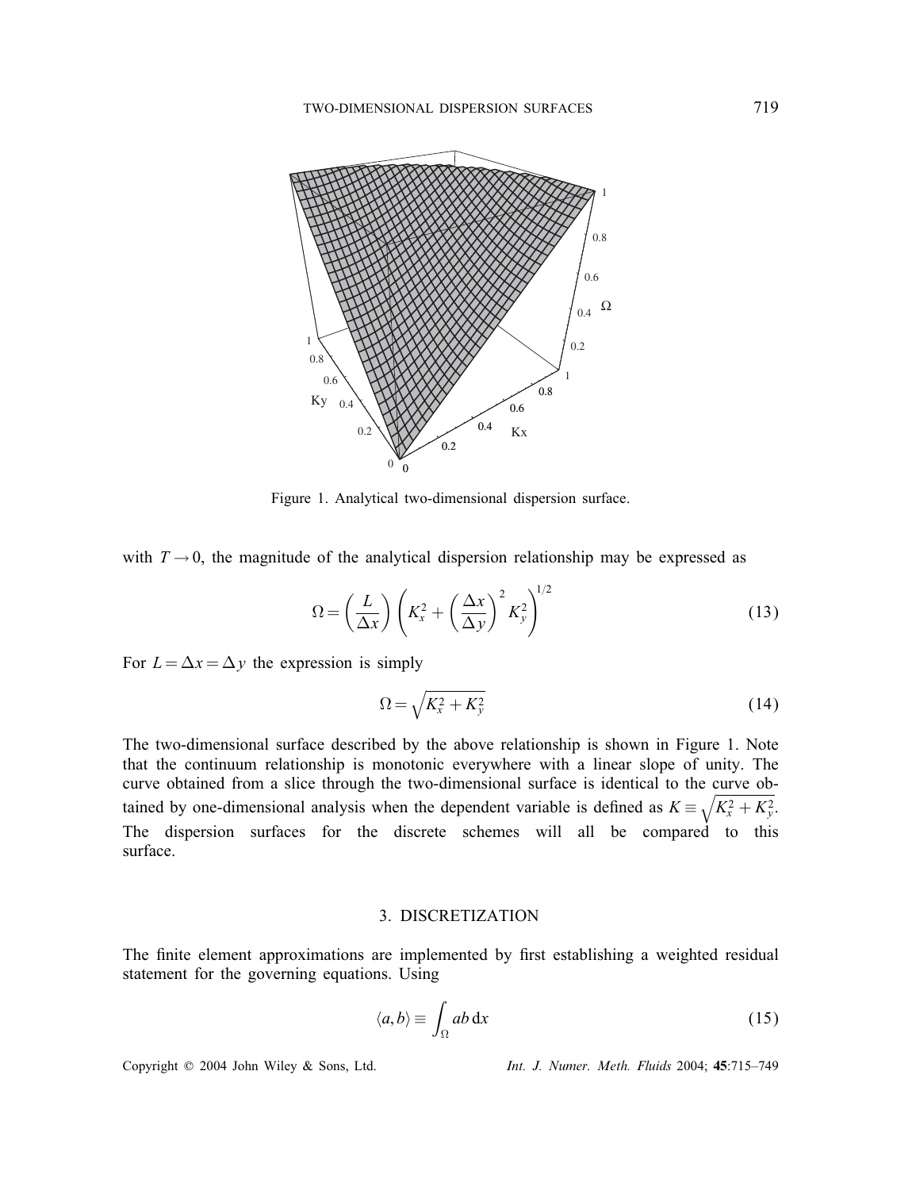Figure 1. Analytical two-dimensional dispersion surface.

with $T \rightarrow 0$, the magnitude of the analytical dispersion relationship may be expressed as

$$\Omega = \left(\frac{L}{\Delta x}\right)\left(K_x^2 + \left(\frac{\Delta x}{\Delta y}\right)^2 K_y^2\right)^{1/2} \tag{13}$$

For $L = \Delta x = \Delta y$ the expression is simply

$$\Omega = \sqrt{K_x^2 + K_y^2} \tag{14}$$

The two-dimensional surface described by the above relationship is shown in Figure 1. Note that the continuum relationship is monotonic everywhere with a linear slope of unity. The curve obtained from a slice through the two-dimensional surface is identical to the curve obtained by one-dimensional analysis when the dependent variable is defined as $K \equiv \sqrt{K_x^2 + K_y^2}$. The dispersion surfaces for the discrete schemes will all be compared to this surface.

## 3. DISCRETIZATION

The finite element approximations are implemented by first establishing a weighted residual statement for the governing equations. Using

$$\langle a, b \rangle \equiv \int_{\Omega} ab \, \mathrm{d}x \tag{15}$$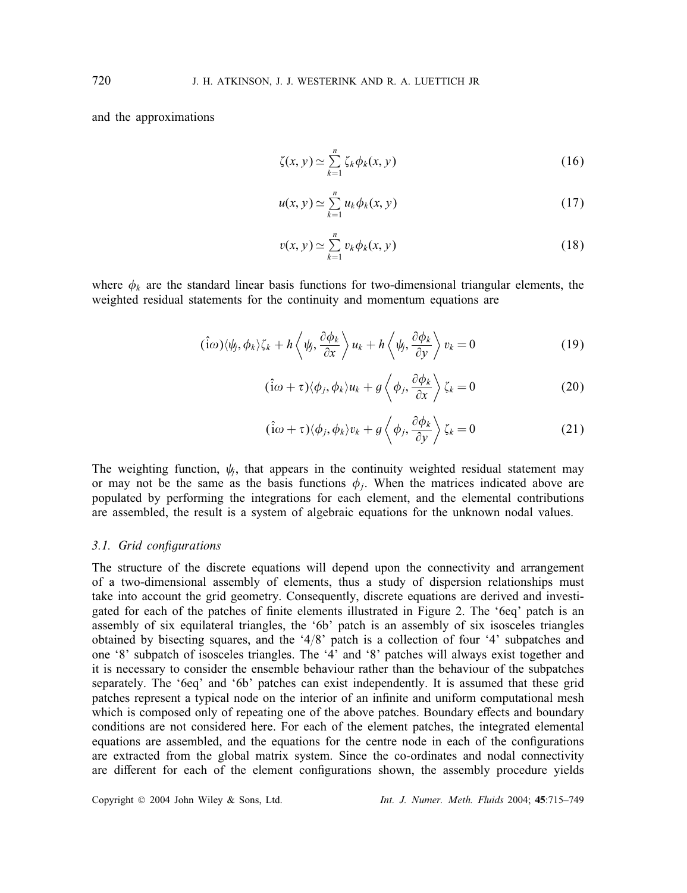and the approximations

$$\zeta(x, y) \simeq \sum_{k=1}^{n} \zeta_k \phi_k(x, y) \tag{16}$$

$$u(x, y) \simeq \sum_{k=1}^{n} u_k \phi_k(x, y) \tag{17}$$

$$v(x, y) \simeq \sum_{k=1}^{n} v_k \phi_k(x, y) \tag{18}$$

where $\phi_k$ are the standard linear basis functions for two-dimensional triangular elements, the weighted residual statements for the continuity and momentum equations are

$$(\hat{\mathrm{i}}\omega)\langle \psi_j, \phi_k \rangle \zeta_k + h \left\langle \psi_j, \frac{\partial \phi_k}{\partial x} \right\rangle u_k + h \left\langle \psi_j, \frac{\partial \phi_k}{\partial y} \right\rangle v_k = 0 \tag{19}$$

$$(\hat{\mathrm{i}}\omega + \tau)\langle \phi_j, \phi_k \rangle u_k + g \left\langle \phi_j, \frac{\partial \phi_k}{\partial x} \right\rangle \zeta_k = 0 \tag{20}$$

$$(\hat{\mathrm{i}}\omega + \tau)\langle \phi_j, \phi_k \rangle v_k + g \left\langle \phi_j, \frac{\partial \phi_k}{\partial y} \right\rangle \zeta_k = 0 \tag{21}$$

The weighting function, $\psi_j$, that appears in the continuity weighted residual statement may or may not be the same as the basis functions $\phi_j$. When the matrices indicated above are populated by performing the integrations for each element, and the elemental contributions are assembled, the result is a system of algebraic equations for the unknown nodal values.

### 3.1. Grid configurations

The structure of the discrete equations will depend upon the connectivity and arrangement of a two-dimensional assembly of elements, thus a study of dispersion relationships must take into account the grid geometry. Consequently, discrete equations are derived and investigated for each of the patches of finite elements illustrated in Figure 2. The '6eq' patch is an assembly of six equilateral triangles, the '6b' patch is an assembly of six isosceles triangles obtained by bisecting squares, and the '4/8' patch is a collection of four '4' subpatches and one '8' subpatch of isosceles triangles. The '4' and '8' patches will always exist together and it is necessary to consider the ensemble behaviour rather than the behaviour of the subpatches separately. The '6eq' and '6b' patches can exist independently. It is assumed that these grid patches represent a typical node on the interior of an infinite and uniform computational mesh which is composed only of repeating one of the above patches. Boundary effects and boundary conditions are not considered here. For each of the element patches, the integrated elemental equations are assembled, and the equations for the centre node in each of the configurations are extracted from the global matrix system. Since the co-ordinates and nodal connectivity are different for each of the element configurations shown, the assembly procedure yields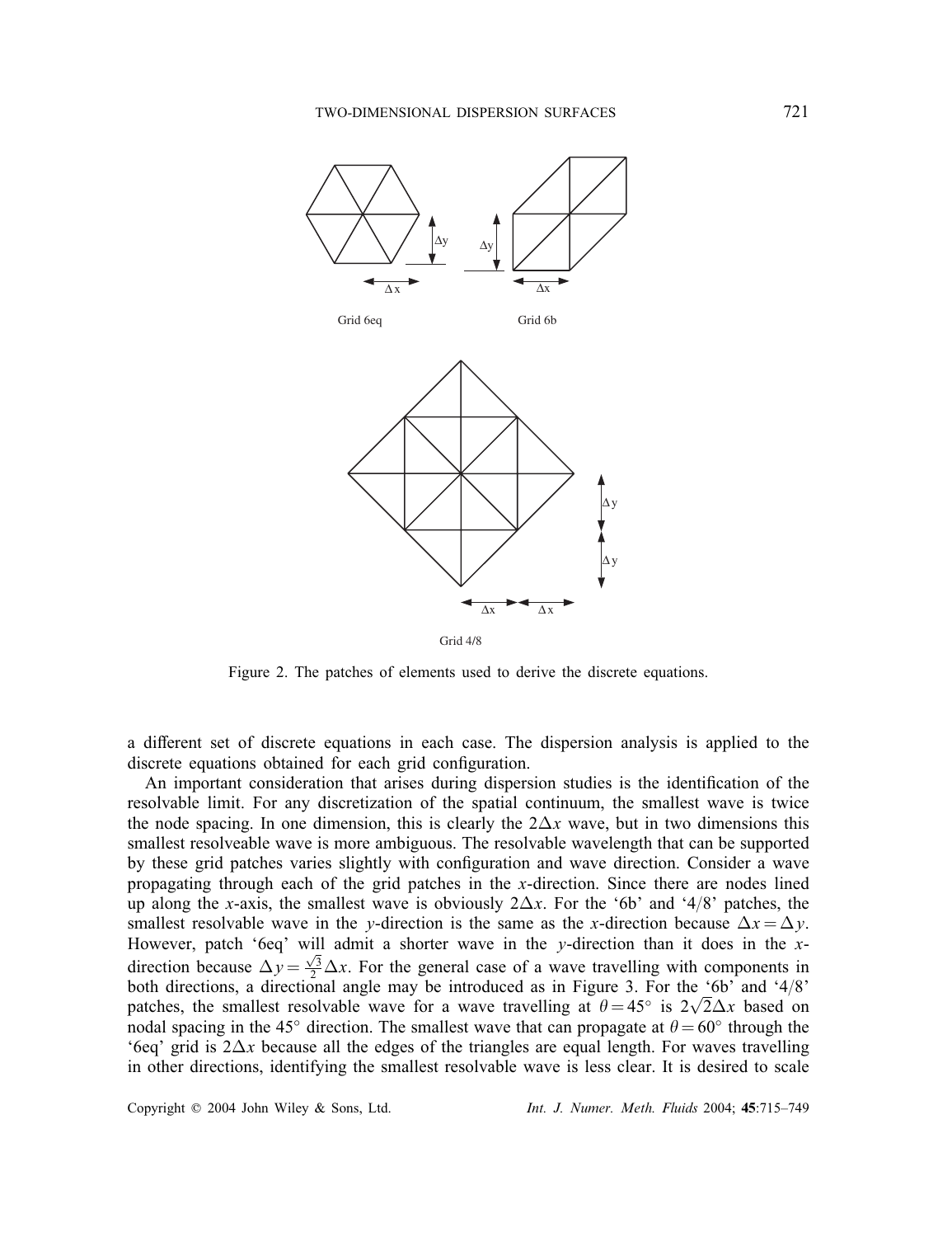Figure 2. The patches of elements used to derive the discrete equations.

a different set of discrete equations in each case. The dispersion analysis is applied to the discrete equations obtained for each grid configuration.

An important consideration that arises during dispersion studies is the identification of the resolvable limit. For any discretization of the spatial continuum, the smallest wave is twice the node spacing. In one dimension, this is clearly the $2\Delta x$ wave, but in two dimensions this smallest resolveable wave is more ambiguous. The resolvable wavelength that can be supported by these grid patches varies slightly with configuration and wave direction. Consider a wave propagating through each of the grid patches in the $x$-direction. Since there are nodes lined up along the $x$-axis, the smallest wave is obviously $2\Delta x$. For the '6b' and '4/8' patches, the smallest resolvable wave in the $y$-direction is the same as the $x$-direction because $\Delta x = \Delta y$. However, patch '6eq' will admit a shorter wave in the $y$-direction than it does in the $x$-direction because $\Delta y = \frac{\sqrt{3}}{2}\Delta x$. For the general case of a wave travelling with components in both directions, a directional angle may be introduced as in Figure 3. For the '6b' and '4/8' patches, the smallest resolvable wave for a wave travelling at $\theta = 45^\circ$ is $2\sqrt{2}\Delta x$ based on nodal spacing in the $45^\circ$ direction. The smallest wave that can propagate at $\theta = 60^\circ$ through the '6eq' grid is $2\Delta x$ because all the edges of the triangles are equal length. For waves travelling in other directions, identifying the smallest resolvable wave is less clear. It is desired to scale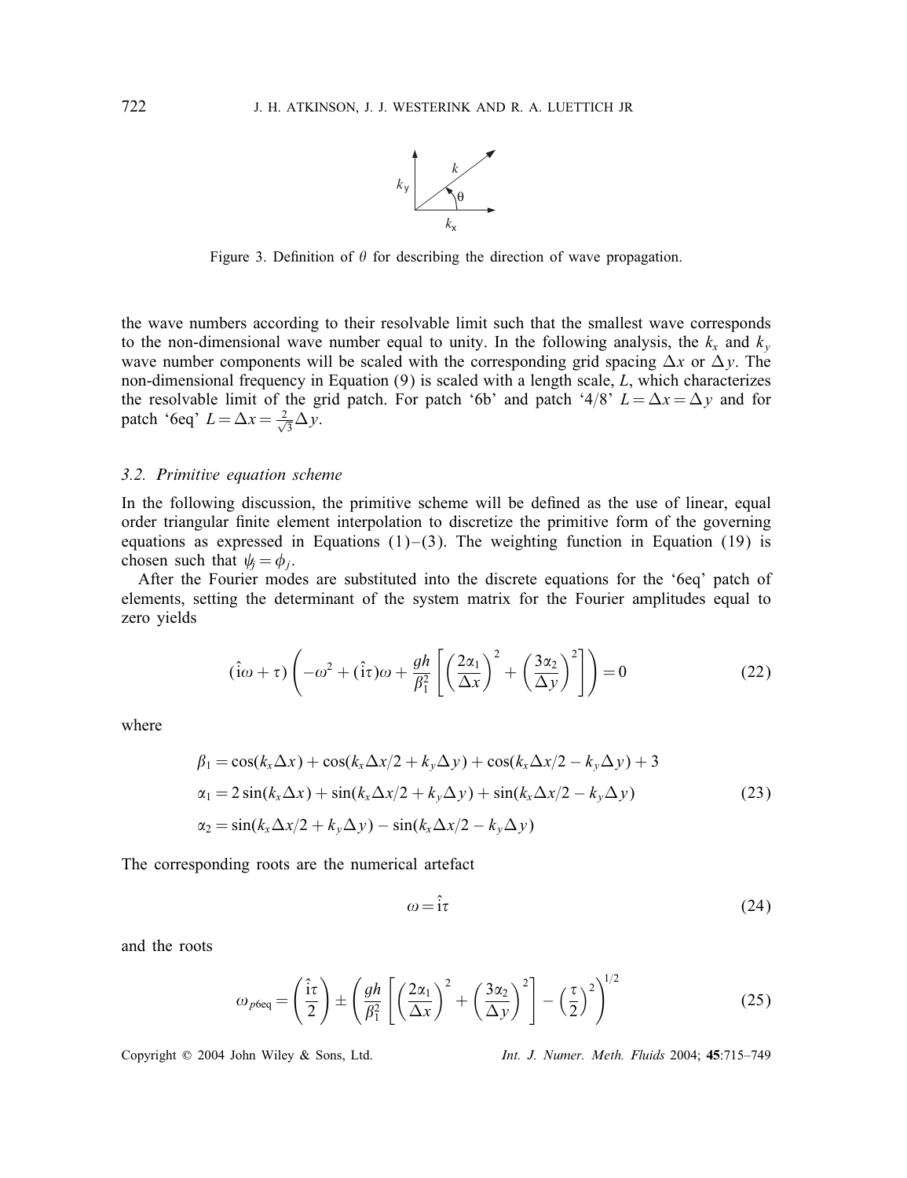Figure 3. Definition of $\theta$ for describing the direction of wave propagation.

the wave numbers according to their resolvable limit such that the smallest wave corresponds to the non-dimensional wave number equal to unity. In the following analysis, the $k_x$ and $k_y$ wave number components will be scaled with the corresponding grid spacing $\Delta x$ or $\Delta y$. The non-dimensional frequency in Equation (9) is scaled with a length scale, $L$, which characterizes the resolvable limit of the grid patch. For patch '6b' and patch '4/8' $L = \Delta x = \Delta y$ and for patch '6eq' $L = \Delta x = \frac{2}{\sqrt{3}}\Delta y$.

### 3.2. Primitive equation scheme

In the following discussion, the primitive scheme will be defined as the use of linear, equal order triangular finite element interpolation to discretize the primitive form of the governing equations as expressed in Equations (1)–(3). The weighting function in Equation (19) is chosen such that $\psi_j = \phi_j$.

After the Fourier modes are substituted into the discrete equations for the '6eq' patch of elements, setting the determinant of the system matrix for the Fourier amplitudes equal to zero yields

$$(\hat{\mathrm{i}}\omega + \tau)\left(-\omega^2 + (\hat{\mathrm{i}}\tau)\omega + \frac{gh}{\beta_1^2}\left[\left(\frac{2\alpha_1}{\Delta x}\right)^2 + \left(\frac{3\alpha_2}{\Delta y}\right)^2\right]\right) = 0 \tag{22}$$

where

$$\begin{aligned}
\beta_1 &= \cos(k_x\Delta x) + \cos(k_x\Delta x/2 + k_y\Delta y) + \cos(k_x\Delta x/2 - k_y\Delta y) + 3 \\
\alpha_1 &= 2\sin(k_x\Delta x) + \sin(k_x\Delta x/2 + k_y\Delta y) + \sin(k_x\Delta x/2 - k_y\Delta y) \\
\alpha_2 &= \sin(k_x\Delta x/2 + k_y\Delta y) - \sin(k_x\Delta x/2 - k_y\Delta y)
\end{aligned} \tag{23}$$

The corresponding roots are the numerical artefact

$$\omega = \hat{\mathrm{i}}\tau \tag{24}$$

and the roots

$$\omega_{p6\mathrm{eq}} = \left(\frac{\hat{\mathrm{i}}\tau}{2}\right) \pm \left(\frac{gh}{\beta_1^2}\left[\left(\frac{2\alpha_1}{\Delta x}\right)^2 + \left(\frac{3\alpha_2}{\Delta y}\right)^2\right] - \left(\frac{\tau}{2}\right)^2\right)^{1/2} \tag{25}$$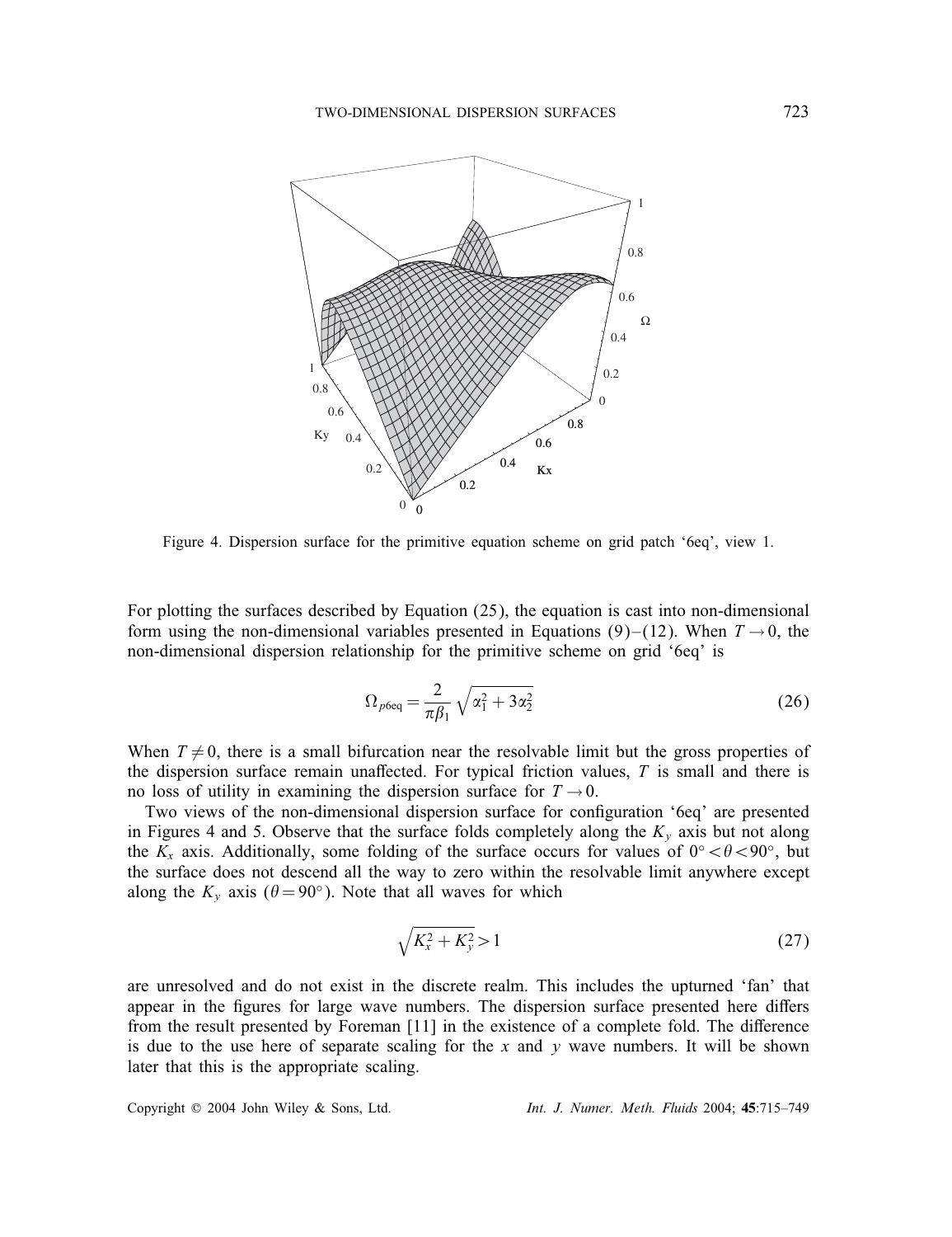Figure 4. Dispersion surface for the primitive equation scheme on grid patch '6eq', view 1.

For plotting the surfaces described by Equation (25), the equation is cast into non-dimensional form using the non-dimensional variables presented in Equations (9)–(12). When $T \to 0$, the non-dimensional dispersion relationship for the primitive scheme on grid '6eq' is

$$\Omega_{p6\text{eq}} = \frac{2}{\pi \beta_1} \sqrt{\alpha_1^2 + 3\alpha_2^2} \tag{26}$$

When $T \neq 0$, there is a small bifurcation near the resolvable limit but the gross properties of the dispersion surface remain unaffected. For typical friction values, $T$ is small and there is no loss of utility in examining the dispersion surface for $T \to 0$.

Two views of the non-dimensional dispersion surface for configuration '6eq' are presented in Figures 4 and 5. Observe that the surface folds completely along the $K_y$ axis but not along the $K_x$ axis. Additionally, some folding of the surface occurs for values of $0^\circ < \theta < 90^\circ$, but the surface does not descend all the way to zero within the resolvable limit anywhere except along the $K_y$ axis ($\theta = 90^\circ$). Note that all waves for which

$$\sqrt{K_x^2 + K_y^2} > 1 \tag{27}$$

are unresolved and do not exist in the discrete realm. This includes the upturned 'fan' that appear in the figures for large wave numbers. The dispersion surface presented here differs from the result presented by Foreman [11] in the existence of a complete fold. The difference is due to the use here of separate scaling for the $x$ and $y$ wave numbers. It will be shown later that this is the appropriate scaling.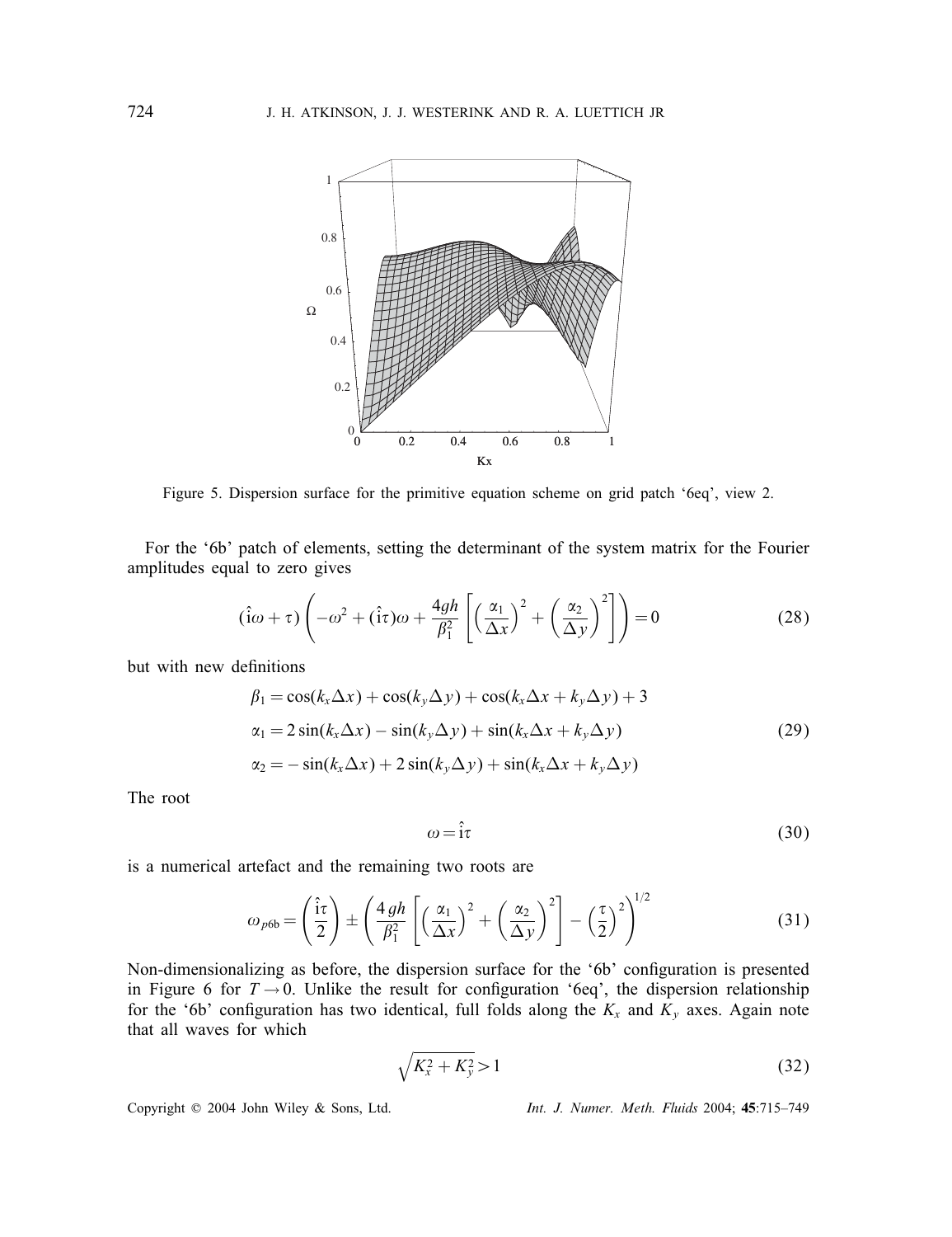Figure 5. Dispersion surface for the primitive equation scheme on grid patch '6eq', view 2.

For the '6b' patch of elements, setting the determinant of the system matrix for the Fourier amplitudes equal to zero gives

$$(\hat{\mathrm{i}}\omega + \tau)\left(-\omega^2 + (\hat{\mathrm{i}}\tau)\omega + \frac{4gh}{\beta_1^2}\left[\left(\frac{\alpha_1}{\Delta x}\right)^2 + \left(\frac{\alpha_2}{\Delta y}\right)^2\right]\right) = 0 \tag{28}$$

but with new definitions

$$\begin{aligned}
\beta_1 &= \cos(k_x\Delta x) + \cos(k_y\Delta y) + \cos(k_x\Delta x + k_y\Delta y) + 3 \\
\alpha_1 &= 2\sin(k_x\Delta x) - \sin(k_y\Delta y) + \sin(k_x\Delta x + k_y\Delta y) \\
\alpha_2 &= -\sin(k_x\Delta x) + 2\sin(k_y\Delta y) + \sin(k_x\Delta x + k_y\Delta y)
\end{aligned} \tag{29}$$

The root

$$\omega = \hat{\mathrm{i}}\tau \tag{30}$$

is a numerical artefact and the remaining two roots are

$$\omega_{p6b} = \left(\frac{\hat{\mathrm{i}}\tau}{2}\right) \pm \left(\frac{4gh}{\beta_1^2}\left[\left(\frac{\alpha_1}{\Delta x}\right)^2 + \left(\frac{\alpha_2}{\Delta y}\right)^2\right] - \left(\frac{\tau}{2}\right)^2\right)^{1/2} \tag{31}$$

Non-dimensionalizing as before, the dispersion surface for the '6b' configuration is presented in Figure 6 for $T \to 0$. Unlike the result for configuration '6eq', the dispersion relationship for the '6b' configuration has two identical, full folds along the $K_x$ and $K_y$ axes. Again note that all waves for which

$$\sqrt{K_x^2 + K_y^2} > 1 \tag{32}$$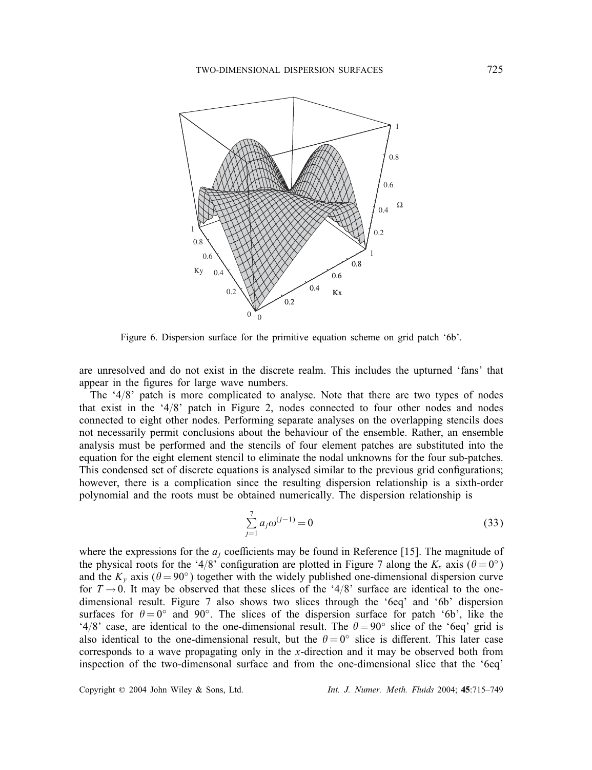Figure 6. Dispersion surface for the primitive equation scheme on grid patch '6b'.

are unresolved and do not exist in the discrete realm. This includes the upturned 'fans' that appear in the figures for large wave numbers.

The '4/8' patch is more complicated to analyse. Note that there are two types of nodes that exist in the '4/8' patch in Figure 2, nodes connected to four other nodes and nodes connected to eight other nodes. Performing separate analyses on the overlapping stencils does not necessarily permit conclusions about the behaviour of the ensemble. Rather, an ensemble analysis must be performed and the stencils of four element patches are substituted into the equation for the eight element stencil to eliminate the nodal unknowns for the four sub-patches. This condensed set of discrete equations is analysed similar to the previous grid configurations; however, there is a complication since the resulting dispersion relationship is a sixth-order polynomial and the roots must be obtained numerically. The dispersion relationship is

$$\sum_{j=1}^{7} a_j \omega^{(j-1)} = 0 \tag{33}$$

where the expressions for the $a_j$ coefficients may be found in Reference [15]. The magnitude of the physical roots for the '4/8' configuration are plotted in Figure 7 along the $K_x$ axis ($\theta = 0^\circ$) and the $K_y$ axis ($\theta = 90^\circ$) together with the widely published one-dimensional dispersion curve for $T \to 0$. It may be observed that these slices of the '4/8' surface are identical to the one-dimensional result. Figure 7 also shows two slices through the '6eq' and '6b' dispersion surfaces for $\theta = 0^\circ$ and $90^\circ$. The slices of the dispersion surface for patch '6b', like the '4/8' case, are identical to the one-dimensional result. The $\theta = 90^\circ$ slice of the '6eq' grid is also identical to the one-dimensional result, but the $\theta = 0^\circ$ slice is different. This later case corresponds to a wave propagating only in the $x$-direction and it may be observed both from inspection of the two-dimensonal surface and from the one-dimensional slice that the '6eq'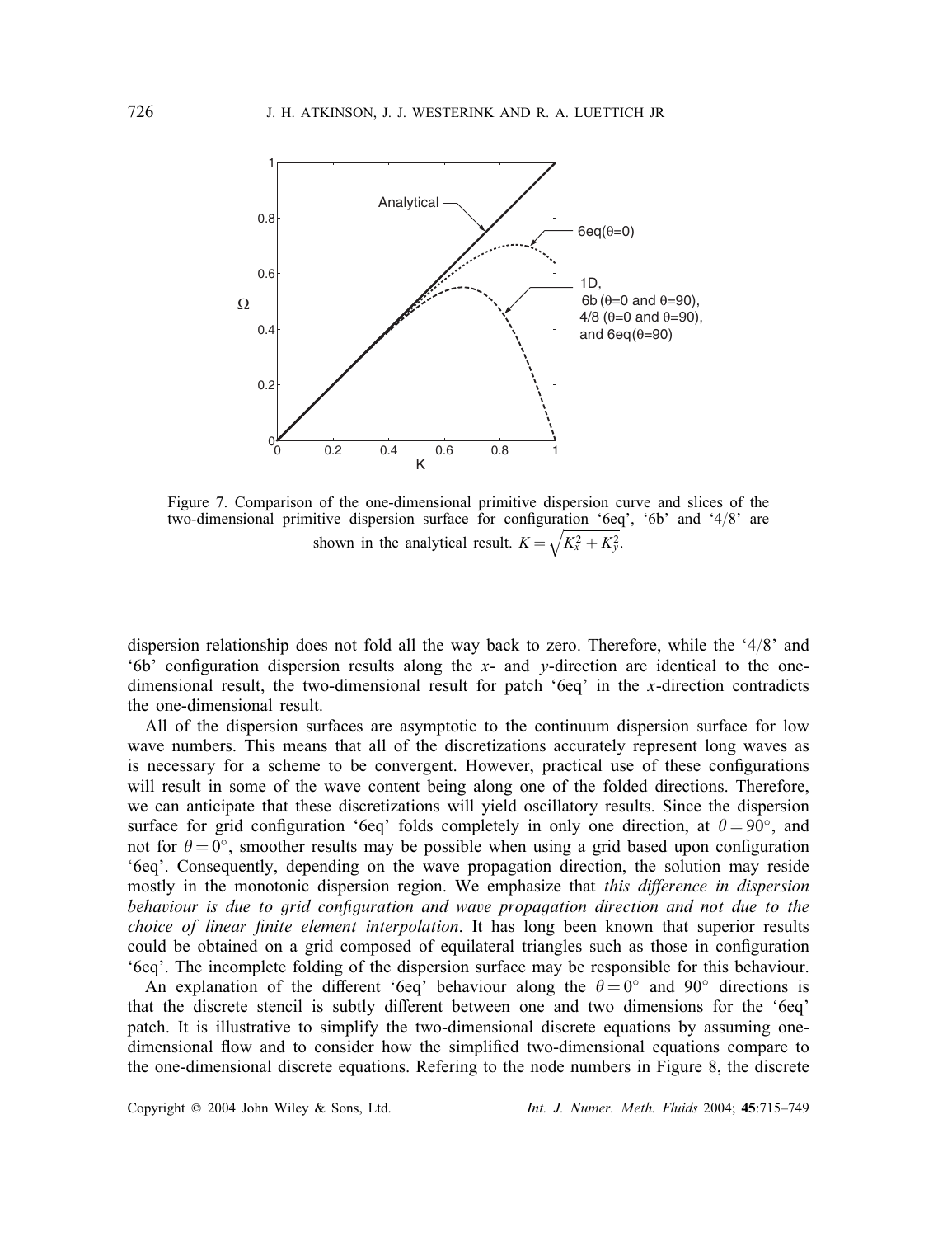Figure 7. Comparison of the one-dimensional primitive dispersion curve and slices of the two-dimensional primitive dispersion surface for configuration '6eq', '6b' and '4/8' are shown in the analytical result. $K = \sqrt{K_x^2 + K_y^2}$.

dispersion relationship does not fold all the way back to zero. Therefore, while the '4/8' and '6b' configuration dispersion results along the $x$- and $y$-direction are identical to the one-dimensional result, the two-dimensional result for patch '6eq' in the $x$-direction contradicts the one-dimensional result.

All of the dispersion surfaces are asymptotic to the continuum dispersion surface for low wave numbers. This means that all of the discretizations accurately represent long waves as is necessary for a scheme to be convergent. However, practical use of these configurations will result in some of the wave content being along one of the folded directions. Therefore, we can anticipate that these discretizations will yield oscillatory results. Since the dispersion surface for grid configuration '6eq' folds completely in only one direction, at $\theta = 90^\circ$, and not for $\theta = 0^\circ$, smoother results may be possible when using a grid based upon configuration '6eq'. Consequently, depending on the wave propagation direction, the solution may reside mostly in the monotonic dispersion region. We emphasize that *this difference in dispersion behaviour is due to grid configuration and wave propagation direction and not due to the choice of linear finite element interpolation*. It has long been known that superior results could be obtained on a grid composed of equilateral triangles such as those in configuration '6eq'. The incomplete folding of the dispersion surface may be responsible for this behaviour.

An explanation of the different '6eq' behaviour along the $\theta = 0^\circ$ and $90^\circ$ directions is that the discrete stencil is subtly different between one and two dimensions for the '6eq' patch. It is illustrative to simplify the two-dimensional discrete equations by assuming one-dimensional flow and to consider how the simplified two-dimensional equations compare to the one-dimensional discrete equations. Refering to the node numbers in Figure 8, the discrete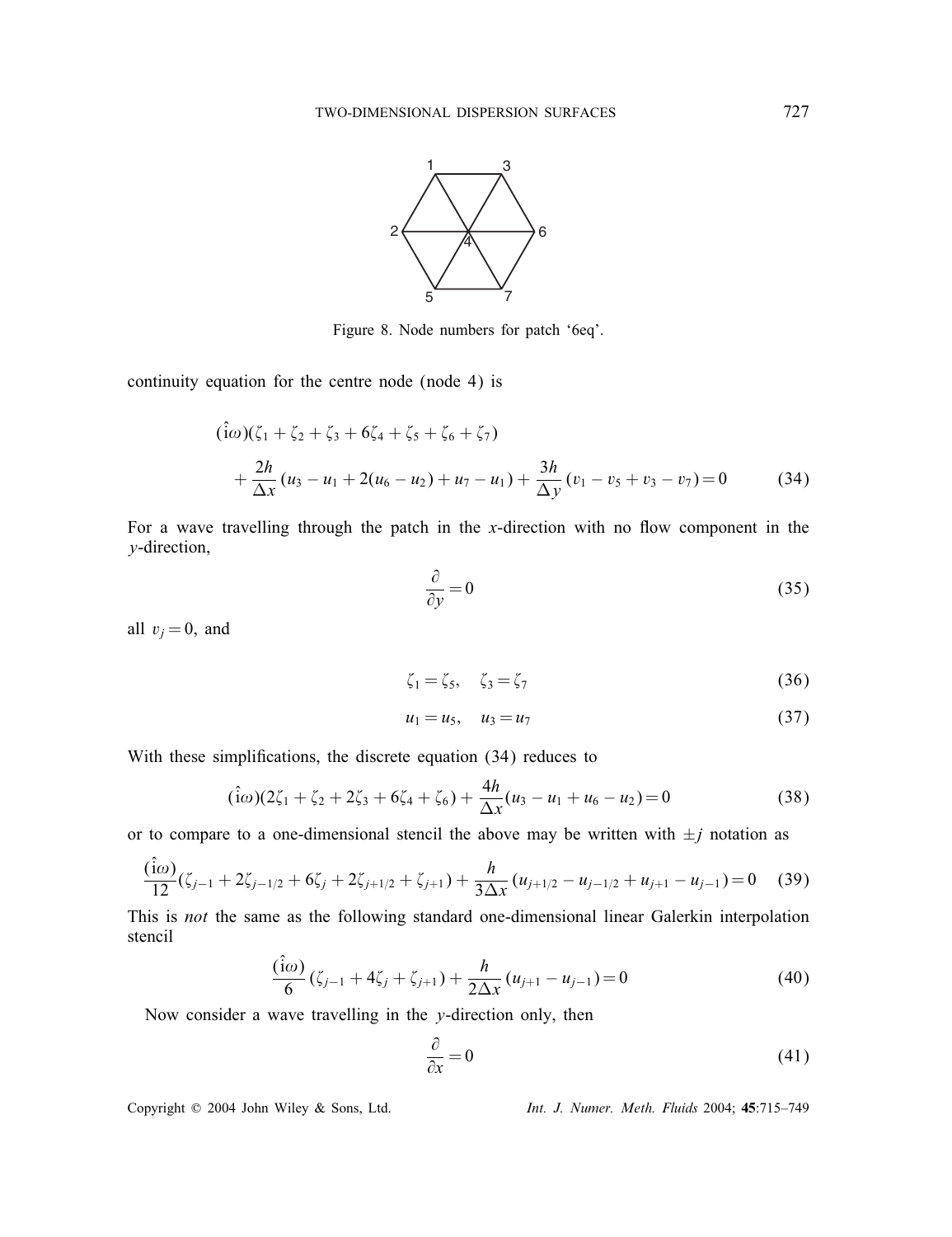Figure 8. Node numbers for patch '6eq'.

continuity equation for the centre node (node 4) is

$$(\hat{\imath}\omega)(\zeta_1+\zeta_2+\zeta_3+6\zeta_4+\zeta_5+\zeta_6+\zeta_7) + \frac{2h}{\Delta x}(u_3-u_1+2(u_6-u_2)+u_7-u_1)+\frac{3h}{\Delta y}(v_1-v_5+v_3-v_7)=0 \tag{34}$$

For a wave travelling through the patch in the $x$-direction with no flow component in the $y$-direction,

$$\frac{\partial}{\partial y}=0 \tag{35}$$

all $v_j=0$, and

$$\zeta_1=\zeta_5, \quad \zeta_3=\zeta_7 \tag{36}$$

$$u_1=u_5, \quad u_3=u_7 \tag{37}$$

With these simplifications, the discrete equation (34) reduces to

$$(\hat{\imath}\omega)(2\zeta_1+\zeta_2+2\zeta_3+6\zeta_4+\zeta_6)+\frac{4h}{\Delta x}(u_3-u_1+u_6-u_2)=0 \tag{38}$$

or to compare to a one-dimensional stencil the above may be written with $\pm j$ notation as

$$\frac{(\hat{\imath}\omega)}{12}(\zeta_{j-1}+2\zeta_{j-1/2}+6\zeta_j+2\zeta_{j+1/2}+\zeta_{j+1})+\frac{h}{3\Delta x}(u_{j+1/2}-u_{j-1/2}+u_{j+1}-u_{j-1})=0 \tag{39}$$

This is *not* the same as the following standard one-dimensional linear Galerkin interpolation stencil

$$\frac{(\hat{\imath}\omega)}{6}(\zeta_{j-1}+4\zeta_j+\zeta_{j+1})+\frac{h}{2\Delta x}(u_{j+1}-u_{j-1})=0 \tag{40}$$

Now consider a wave travelling in the $y$-direction only, then

$$\frac{\partial}{\partial x}=0 \tag{41}$$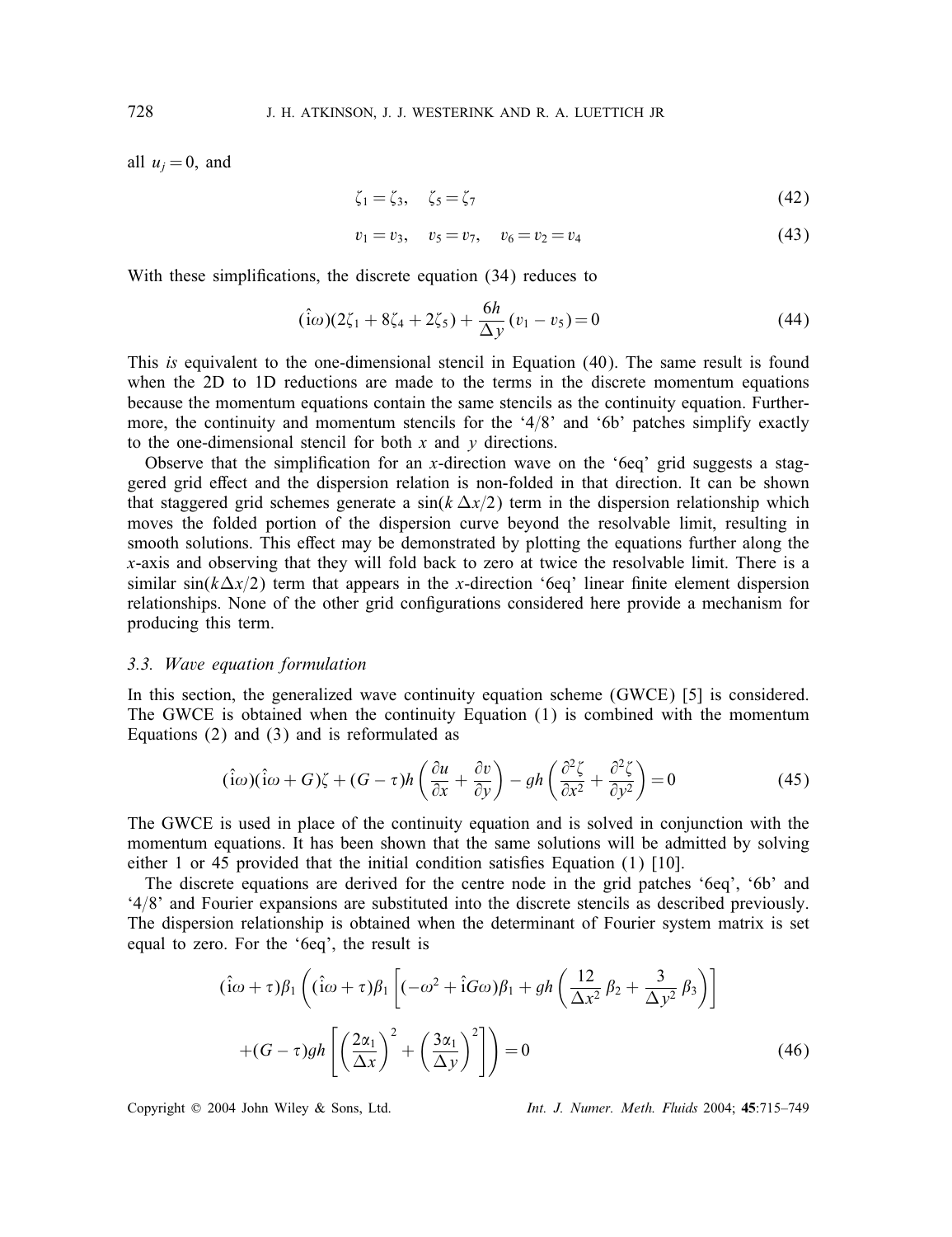all $u_j = 0$, and

$$\zeta_1 = \zeta_3, \quad \zeta_5 = \zeta_7 \tag{42}$$

$$v_1 = v_3, \quad v_5 = v_7, \quad v_6 = v_2 = v_4 \tag{43}$$

With these simplifications, the discrete equation (34) reduces to

$$(\hat{\mathrm{i}}\omega)(2\zeta_1 + 8\zeta_4 + 2\zeta_5) + \frac{6h}{\Delta y}(v_1 - v_5) = 0 \tag{44}$$

This *is* equivalent to the one-dimensional stencil in Equation (40). The same result is found when the 2D to 1D reductions are made to the terms in the discrete momentum equations because the momentum equations contain the same stencils as the continuity equation. Furthermore, the continuity and momentum stencils for the '4/8' and '6b' patches simplify exactly to the one-dimensional stencil for both $x$ and $y$ directions.

Observe that the simplification for an $x$-direction wave on the '6eq' grid suggests a staggered grid effect and the dispersion relation is non-folded in that direction. It can be shown that staggered grid schemes generate a $\sin(k\,\Delta x/2)$ term in the dispersion relationship which moves the folded portion of the dispersion curve beyond the resolvable limit, resulting in smooth solutions. This effect may be demonstrated by plotting the equations further along the $x$-axis and observing that they will fold back to zero at twice the resolvable limit. There is a similar $\sin(k\Delta x/2)$ term that appears in the $x$-direction '6eq' linear finite element dispersion relationships. None of the other grid configurations considered here provide a mechanism for producing this term.

### 3.3. Wave equation formulation

In this section, the generalized wave continuity equation scheme (GWCE) [5] is considered. The GWCE is obtained when the continuity Equation (1) is combined with the momentum Equations (2) and (3) and is reformulated as

$$(\hat{\mathrm{i}}\omega)(\hat{\mathrm{i}}\omega + G)\zeta + (G - \tau)h\left(\frac{\partial u}{\partial x} + \frac{\partial v}{\partial y}\right) - gh\left(\frac{\partial^2 \zeta}{\partial x^2} + \frac{\partial^2 \zeta}{\partial y^2}\right) = 0 \tag{45}$$

The GWCE is used in place of the continuity equation and is solved in conjunction with the momentum equations. It has been shown that the same solutions will be admitted by solving either 1 or 45 provided that the initial condition satisfies Equation (1) [10].

The discrete equations are derived for the centre node in the grid patches '6eq', '6b' and '4/8' and Fourier expansions are substituted into the discrete stencils as described previously. The dispersion relationship is obtained when the determinant of Fourier system matrix is set equal to zero. For the '6eq', the result is

$$\begin{aligned}(\hat{\mathrm{i}}\omega + \tau)\beta_1 \Bigg( (\hat{\mathrm{i}}\omega + \tau)\beta_1 \left[ (-\omega^2 + \hat{\mathrm{i}}G\omega)\beta_1 + gh\left(\frac{12}{\Delta x^2}\beta_2 + \frac{3}{\Delta y^2}\beta_3\right)\right] \\ + (G - \tau)gh\left[\left(\frac{2\alpha_1}{\Delta x}\right)^2 + \left(\frac{3\alpha_1}{\Delta y}\right)^2\right]\Bigg) = 0\end{aligned} \tag{46}$$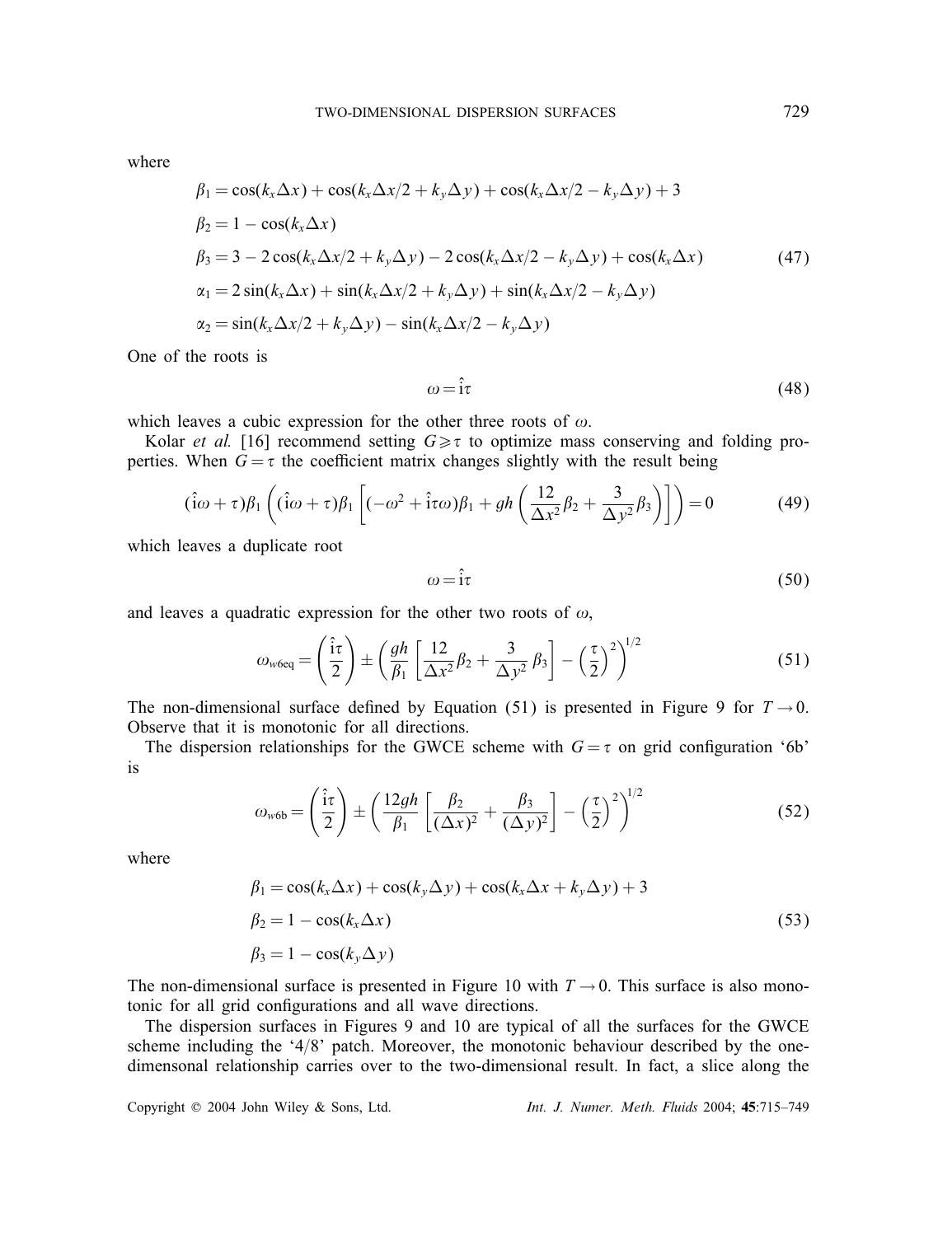where

$$
\begin{aligned}
\beta_1 &= \cos(k_x\Delta x) + \cos(k_x\Delta x/2 + k_y\Delta y) + \cos(k_x\Delta x/2 - k_y\Delta y) + 3 \\
\beta_2 &= 1 - \cos(k_x\Delta x) \\
\beta_3 &= 3 - 2\cos(k_x\Delta x/2 + k_y\Delta y) - 2\cos(k_x\Delta x/2 - k_y\Delta y) + \cos(k_x\Delta x) \\
\alpha_1 &= 2\sin(k_x\Delta x) + \sin(k_x\Delta x/2 + k_y\Delta y) + \sin(k_x\Delta x/2 - k_y\Delta y) \\
\alpha_2 &= \sin(k_x\Delta x/2 + k_y\Delta y) - \sin(k_x\Delta x/2 - k_y\Delta y)
\end{aligned}
\tag{47}
$$

One of the roots is

$$
\omega = \hat{\mathrm{i}}\tau \tag{48}
$$

which leaves a cubic expression for the other three roots of $\omega$.

Kolar *et al.* [16] recommend setting $G \geqslant \tau$ to optimize mass conserving and folding properties. When $G = \tau$ the coefficient matrix changes slightly with the result being

$$
(\hat{\mathrm{i}}\omega + \tau)\beta_1 \left( (\hat{\mathrm{i}}\omega + \tau)\beta_1 \left[ (-\omega^2 + \hat{\mathrm{i}}\tau\omega)\beta_1 + gh\left( \frac{12}{\Delta x^2}\beta_2 + \frac{3}{\Delta y^2}\beta_3 \right) \right] \right) = 0 \tag{49}
$$

which leaves a duplicate root

$$
\omega = \hat{\mathrm{i}}\tau \tag{50}
$$

and leaves a quadratic expression for the other two roots of $\omega$,

$$
\omega_{w6\mathrm{eq}} = \left( \frac{\hat{\mathrm{i}}\tau}{2} \right) \pm \left( \frac{gh}{\beta_1}\left[ \frac{12}{\Delta x^2}\beta_2 + \frac{3}{\Delta y^2}\beta_3 \right] - \left( \frac{\tau}{2} \right)^2 \right)^{1/2} \tag{51}
$$

The non-dimensional surface defined by Equation (51) is presented in Figure 9 for $T \to 0$. Observe that it is monotonic for all directions.

The dispersion relationships for the GWCE scheme with $G = \tau$ on grid configuration '6b' is

$$
\omega_{w6\mathrm{b}} = \left( \frac{\hat{\mathrm{i}}\tau}{2} \right) \pm \left( \frac{12gh}{\beta_1}\left[ \frac{\beta_2}{(\Delta x)^2} + \frac{\beta_3}{(\Delta y)^2} \right] - \left( \frac{\tau}{2} \right)^2 \right)^{1/2} \tag{52}
$$

where

$$
\begin{aligned}
\beta_1 &= \cos(k_x\Delta x) + \cos(k_y\Delta y) + \cos(k_x\Delta x + k_y\Delta y) + 3 \\
\beta_2 &= 1 - \cos(k_x\Delta x) \\
\beta_3 &= 1 - \cos(k_y\Delta y)
\end{aligned}
\tag{53}
$$

The non-dimensional surface is presented in Figure 10 with $T \to 0$. This surface is also monotonic for all grid configurations and all wave directions.

The dispersion surfaces in Figures 9 and 10 are typical of all the surfaces for the GWCE scheme including the '4/8' patch. Moreover, the monotonic behaviour described by the one-dimensonal relationship carries over to the two-dimensional result. In fact, a slice along the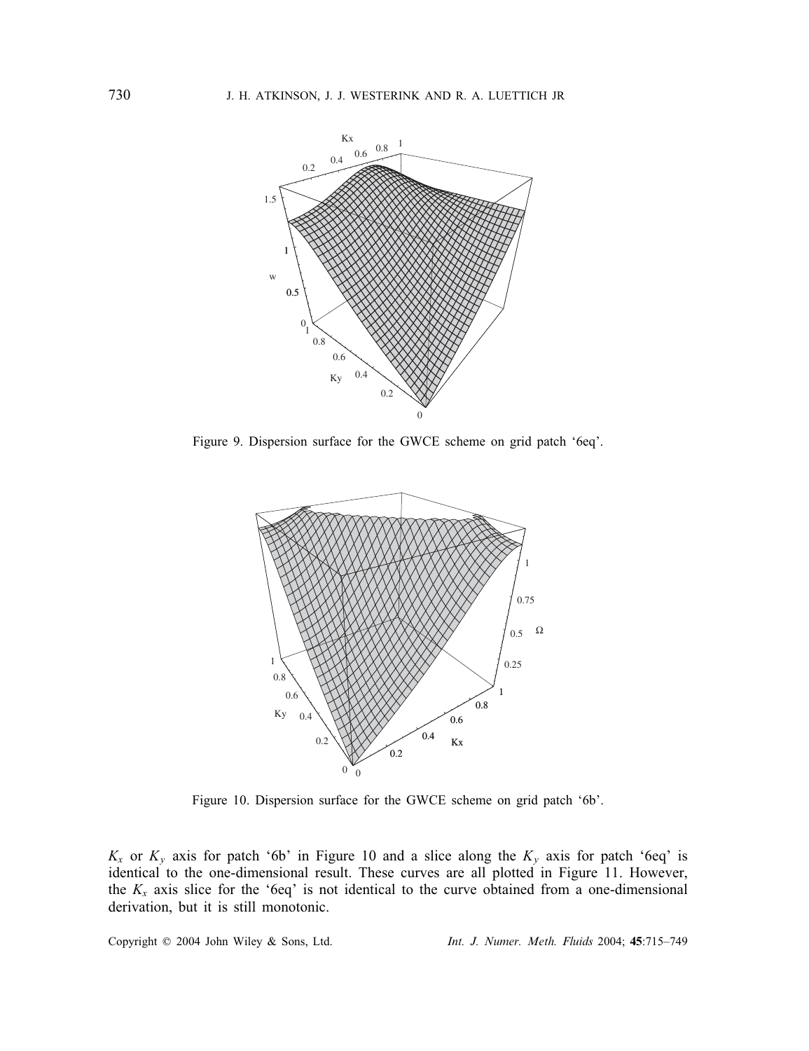Figure 9. Dispersion surface for the GWCE scheme on grid patch '6eq'.

Figure 10. Dispersion surface for the GWCE scheme on grid patch '6b'.

$K_x$ or $K_y$ axis for patch '6b' in Figure 10 and a slice along the $K_y$ axis for patch '6eq' is identical to the one-dimensional result. These curves are all plotted in Figure 11. However, the $K_x$ axis slice for the '6eq' is not identical to the curve obtained from a one-dimensional derivation, but it is still monotonic.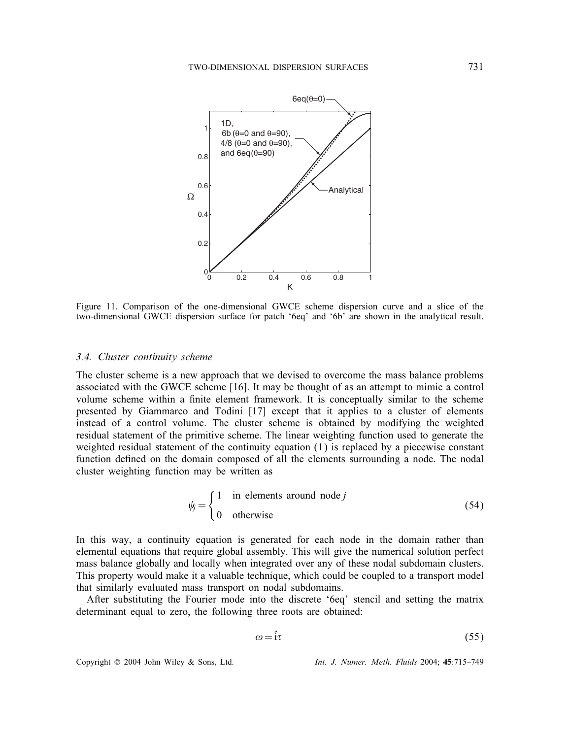Figure 11. Comparison of the one-dimensional GWCE scheme dispersion curve and a slice of the two-dimensional GWCE dispersion surface for patch '6eq' and '6b' are shown in the analytical result.

### 3.4. Cluster continuity scheme

The cluster scheme is a new approach that we devised to overcome the mass balance problems associated with the GWCE scheme [16]. It may be thought of as an attempt to mimic a control volume scheme within a finite element framework. It is conceptually similar to the scheme presented by Giammarco and Todini [17] except that it applies to a cluster of elements instead of a control volume. The cluster scheme is obtained by modifying the weighted residual statement of the primitive scheme. The linear weighting function used to generate the weighted residual statement of the continuity equation (1) is replaced by a piecewise constant function defined on the domain composed of all the elements surrounding a node. The nodal cluster weighting function may be written as

$$\psi_j = \begin{cases} 1 & \text{in elements around node } j \\ 0 & \text{otherwise} \end{cases} \tag{54}$$

In this way, a continuity equation is generated for each node in the domain rather than elemental equations that require global assembly. This will give the numerical solution perfect mass balance globally and locally when integrated over any of these nodal subdomain clusters. This property would make it a valuable technique, which could be coupled to a transport model that similarly evaluated mass transport on nodal subdomains.

After substituting the Fourier mode into the discrete '6eq' stencil and setting the matrix determinant equal to zero, the following three roots are obtained:

$$\omega = \hat{\mathrm{i}}\tau \tag{55}$$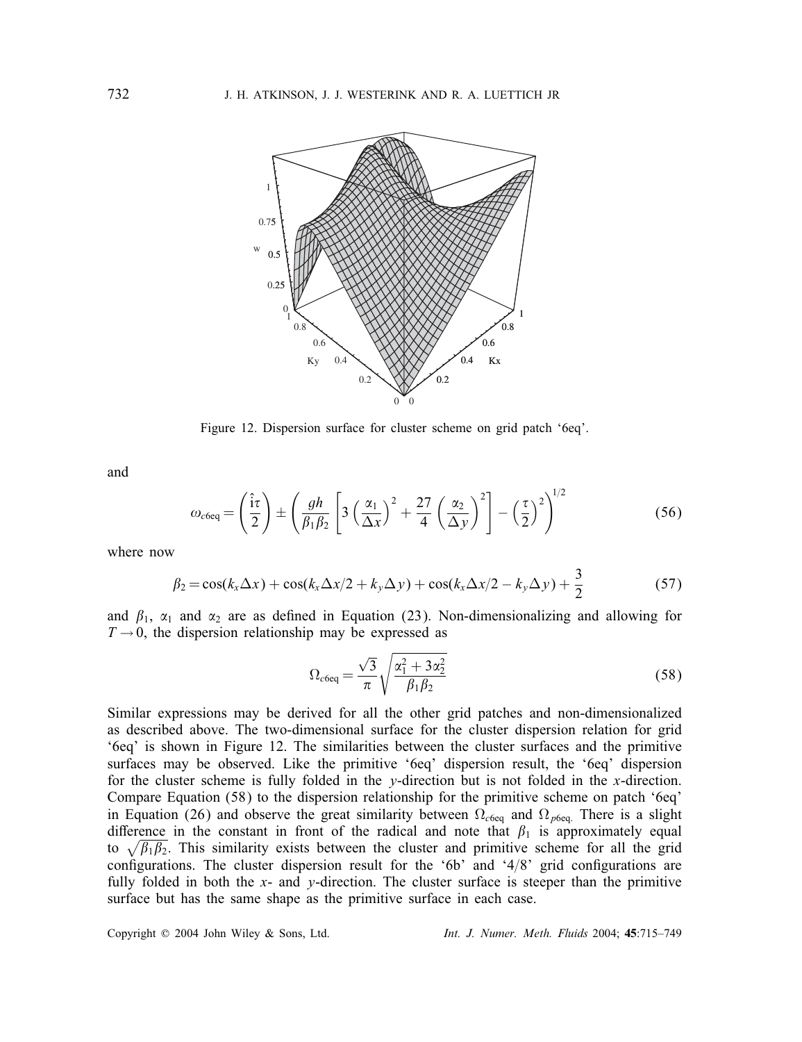Figure 12. Dispersion surface for cluster scheme on grid patch '6eq'.

and

$$\omega_{c6\text{eq}} = \left(\frac{\hat{\mathrm{i}}\tau}{2}\right) \pm \left(\frac{gh}{\beta_1\beta_2}\left[3\left(\frac{\alpha_1}{\Delta x}\right)^2 + \frac{27}{4}\left(\frac{\alpha_2}{\Delta y}\right)^2\right] - \left(\frac{\tau}{2}\right)^2\right)^{1/2} \tag{56}$$

where now

$$\beta_2 = \cos(k_x\Delta x) + \cos(k_x\Delta x/2 + k_y\Delta y) + \cos(k_x\Delta x/2 - k_y\Delta y) + \frac{3}{2} \tag{57}$$

and $\beta_1$, $\alpha_1$ and $\alpha_2$ are as defined in Equation (23). Non-dimensionalizing and allowing for $T \to 0$, the dispersion relationship may be expressed as

$$\Omega_{c6\text{eq}} = \frac{\sqrt{3}}{\pi}\sqrt{\frac{\alpha_1^2 + 3\alpha_2^2}{\beta_1\beta_2}} \tag{58}$$

Similar expressions may be derived for all the other grid patches and non-dimensionalized as described above. The two-dimensional surface for the cluster dispersion relation for grid '6eq' is shown in Figure 12. The similarities between the cluster surfaces and the primitive surfaces may be observed. Like the primitive '6eq' dispersion result, the '6eq' dispersion for the cluster scheme is fully folded in the $y$-direction but is not folded in the $x$-direction. Compare Equation (58) to the dispersion relationship for the primitive scheme on patch '6eq' in Equation (26) and observe the great similarity between $\Omega_{c6\text{eq}}$ and $\Omega_{p6\text{eq.}}$ There is a slight difference in the constant in front of the radical and note that $\beta_1$ is approximately equal to $\sqrt{\beta_1\beta_2}$. This similarity exists between the cluster and primitive scheme for all the grid configurations. The cluster dispersion result for the '6b' and '4/8' grid configurations are fully folded in both the $x$- and $y$-direction. The cluster surface is steeper than the primitive surface but has the same shape as the primitive surface in each case.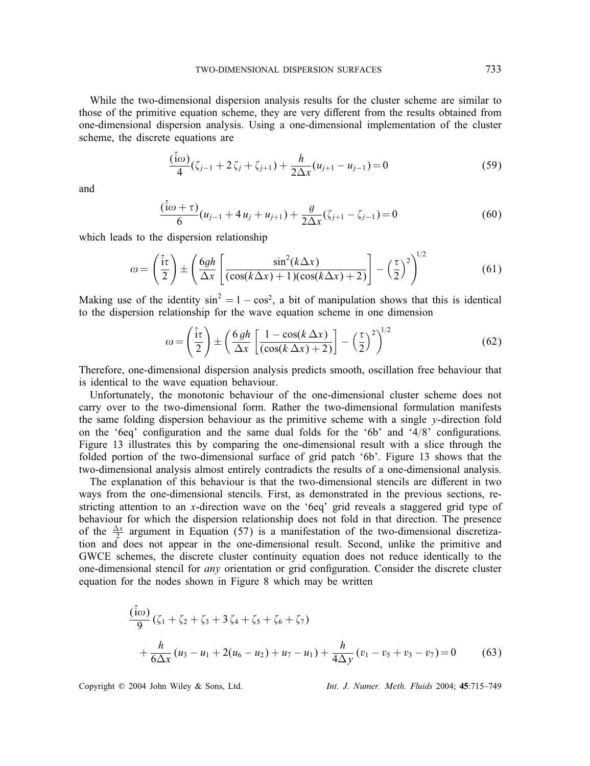While the two-dimensional dispersion analysis results for the cluster scheme are similar to those of the primitive equation scheme, they are very different from the results obtained from one-dimensional dispersion analysis. Using a one-dimensional implementation of the cluster scheme, the discrete equations are

$$\frac{(\hat{\mathrm{i}}\omega)}{4}(\zeta_{j-1} + 2\,\zeta_j + \zeta_{j+1}) + \frac{h}{2\Delta x}(u_{j+1} - u_{j-1}) = 0 \tag{59}$$

and

$$\frac{(\hat{\mathrm{i}}\omega + \tau)}{6}(u_{j-1} + 4\,u_j + u_{j+1}) + \frac{g}{2\Delta x}(\zeta_{j+1} - \zeta_{j-1}) = 0 \tag{60}$$

which leads to the dispersion relationship

$$\omega = \left(\frac{\hat{\mathrm{i}}\tau}{2}\right) \pm \left(\frac{6gh}{\Delta x}\left[\frac{\sin^2(k\Delta x)}{(\cos(k\Delta x) + 1)(\cos(k\Delta x) + 2)}\right] - \left(\frac{\tau}{2}\right)^2\right)^{1/2} \tag{61}$$

Making use of the identity $\sin^2 = 1 - \cos^2$, a bit of manipulation shows that this is identical to the dispersion relationship for the wave equation scheme in one dimension

$$\omega = \left(\frac{\hat{\mathrm{i}}\tau}{2}\right) \pm \left(\frac{6\,gh}{\Delta x}\left[\frac{1 - \cos(k\,\Delta x)}{(\cos(k\,\Delta x) + 2)}\right] - \left(\frac{\tau}{2}\right)^2\right)^{1/2} \tag{62}$$

Therefore, one-dimensional dispersion analysis predicts smooth, oscillation free behaviour that is identical to the wave equation behaviour.

Unfortunately, the monotonic behaviour of the one-dimensional cluster scheme does not carry over to the two-dimensional form. Rather the two-dimensional formulation manifests the same folding dispersion behaviour as the primitive scheme with a single $y$-direction fold on the '6eq' configuration and the same dual folds for the '6b' and '4/8' configurations. Figure 13 illustrates this by comparing the one-dimensional result with a slice through the folded portion of the two-dimensional surface of grid patch '6b'. Figure 13 shows that the two-dimensional analysis almost entirely contradicts the results of a one-dimensional analysis.

The explanation of this behaviour is that the two-dimensional stencils are different in two ways from the one-dimensional stencils. First, as demonstrated in the previous sections, restricting attention to an $x$-direction wave on the '6eq' grid reveals a staggered grid type of behaviour for which the dispersion relationship does not fold in that direction. The presence of the $\frac{\Delta x}{2}$ argument in Equation (57) is a manifestation of the two-dimensional discretization and does not appear in the one-dimensional result. Second, unlike the primitive and GWCE schemes, the discrete cluster continuity equation does not reduce identically to the one-dimensional stencil for *any* orientation or grid configuration. Consider the discrete cluster equation for the nodes shown in Figure 8 which may be written

$$\frac{(\hat{\mathrm{i}}\omega)}{9}(\zeta_1 + \zeta_2 + \zeta_3 + 3\,\zeta_4 + \zeta_5 + \zeta_6 + \zeta_7) + \frac{h}{6\Delta x}(u_3 - u_1 + 2(u_6 - u_2) + u_7 - u_1) + \frac{h}{4\Delta y}(v_1 - v_5 + v_3 - v_7) = 0 \tag{63}$$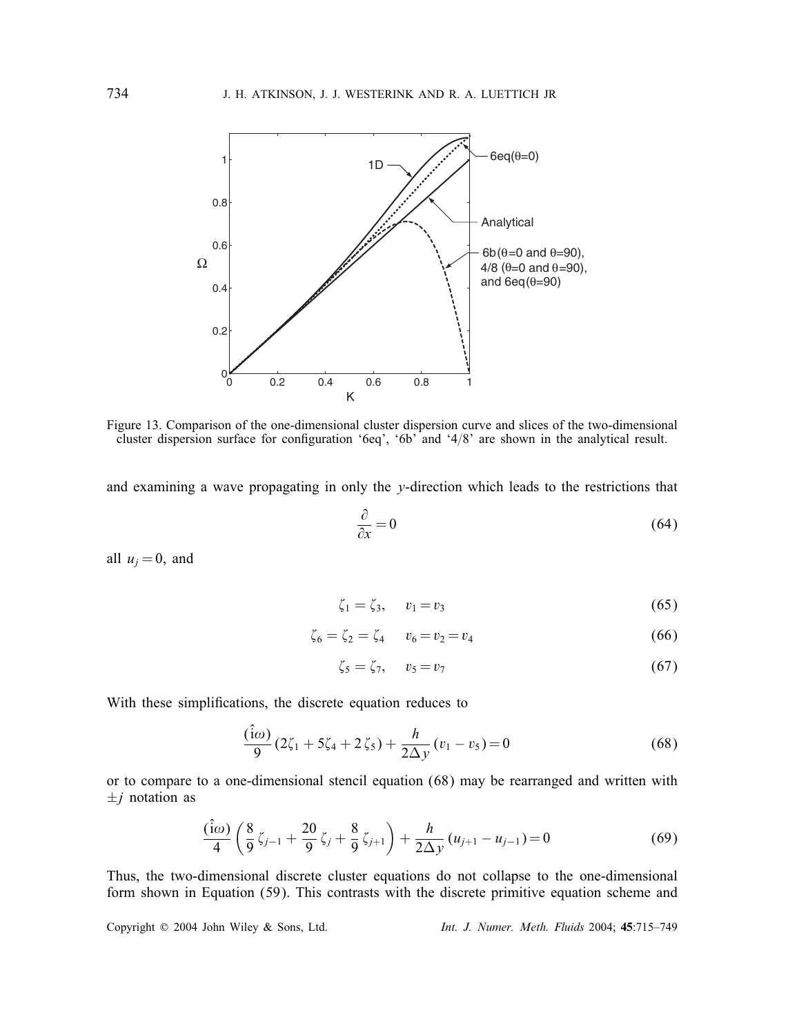Figure 13. Comparison of the one-dimensional cluster dispersion curve and slices of the two-dimensional cluster dispersion surface for configuration '6eq', '6b' and '4/8' are shown in the analytical result.

and examining a wave propagating in only the $y$-direction which leads to the restrictions that

$$\frac{\partial}{\partial x} = 0 \tag{64}$$

all $u_j = 0$, and

$$\zeta_1 = \zeta_3, \quad v_1 = v_3 \tag{65}$$

$$\zeta_6 = \zeta_2 = \zeta_4 \quad v_6 = v_2 = v_4 \tag{66}$$

$$\zeta_5 = \zeta_7, \quad v_5 = v_7 \tag{67}$$

With these simplifications, the discrete equation reduces to

$$\frac{(\hat{\mathrm{i}}\omega)}{9}(2\zeta_1 + 5\zeta_4 + 2\,\zeta_5) + \frac{h}{2\Delta y}(v_1 - v_5) = 0 \tag{68}$$

or to compare to a one-dimensional stencil equation (68) may be rearranged and written with $\pm j$ notation as

$$\frac{(\hat{\mathrm{i}}\omega)}{4}\left(\frac{8}{9}\,\zeta_{j-1} + \frac{20}{9}\,\zeta_j + \frac{8}{9}\,\zeta_{j+1}\right) + \frac{h}{2\Delta y}(u_{j+1} - u_{j-1}) = 0 \tag{69}$$

Thus, the two-dimensional discrete cluster equations do not collapse to the one-dimensional form shown in Equation (59). This contrasts with the discrete primitive equation scheme and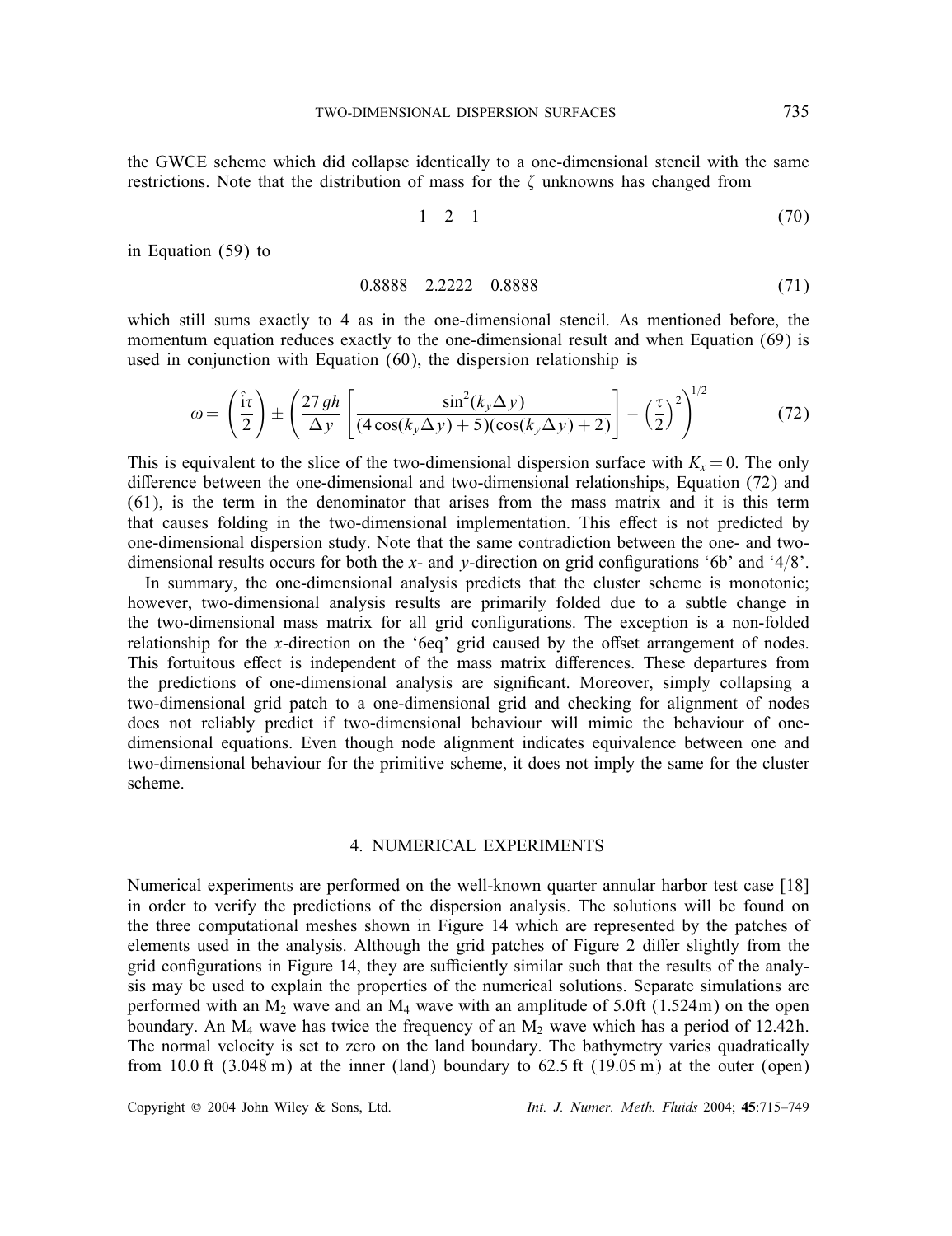the GWCE scheme which did collapse identically to a one-dimensional stencil with the same restrictions. Note that the distribution of mass for the $\zeta$ unknowns has changed from

$$1 \quad 2 \quad 1 \tag{70}$$

in Equation (59) to

$$0.8888 \quad 2.2222 \quad 0.8888 \tag{71}$$

which still sums exactly to 4 as in the one-dimensional stencil. As mentioned before, the momentum equation reduces exactly to the one-dimensional result and when Equation (69) is used in conjunction with Equation (60), the dispersion relationship is

$$\omega = \left(\frac{\hat{\imath}\tau}{2}\right) \pm \left(\frac{27\,gh}{\Delta y}\left[\frac{\sin^2(k_y\Delta y)}{(4\cos(k_y\Delta y)+5)(\cos(k_y\Delta y)+2)}\right] - \left(\frac{\tau}{2}\right)^2\right)^{1/2} \tag{72}$$

This is equivalent to the slice of the two-dimensional dispersion surface with $K_x = 0$. The only difference between the one-dimensional and two-dimensional relationships, Equation (72) and (61), is the term in the denominator that arises from the mass matrix and it is this term that causes folding in the two-dimensional implementation. This effect is not predicted by one-dimensional dispersion study. Note that the same contradiction between the one- and two-dimensional results occurs for both the $x$- and $y$-direction on grid configurations '6b' and '4/8'.

In summary, the one-dimensional analysis predicts that the cluster scheme is monotonic; however, two-dimensional analysis results are primarily folded due to a subtle change in the two-dimensional mass matrix for all grid configurations. The exception is a non-folded relationship for the $x$-direction on the '6eq' grid caused by the offset arrangement of nodes. This fortuitous effect is independent of the mass matrix differences. These departures from the predictions of one-dimensional analysis are significant. Moreover, simply collapsing a two-dimensional grid patch to a one-dimensional grid and checking for alignment of nodes does not reliably predict if two-dimensional behaviour will mimic the behaviour of one-dimensional equations. Even though node alignment indicates equivalence between one and two-dimensional behaviour for the primitive scheme, it does not imply the same for the cluster scheme.

## 4. NUMERICAL EXPERIMENTS

Numerical experiments are performed on the well-known quarter annular harbor test case [18] in order to verify the predictions of the dispersion analysis. The solutions will be found on the three computational meshes shown in Figure 14 which are represented by the patches of elements used in the analysis. Although the grid patches of Figure 2 differ slightly from the grid configurations in Figure 14, they are sufficiently similar such that the results of the analysis may be used to explain the properties of the numerical solutions. Separate simulations are performed with an $M_2$ wave and an $M_4$ wave with an amplitude of 5.0 ft (1.524 m) on the open boundary. An $M_4$ wave has twice the frequency of an $M_2$ wave which has a period of 12.42 h. The normal velocity is set to zero on the land boundary. The bathymetry varies quadratically from 10.0 ft (3.048 m) at the inner (land) boundary to 62.5 ft (19.05 m) at the outer (open)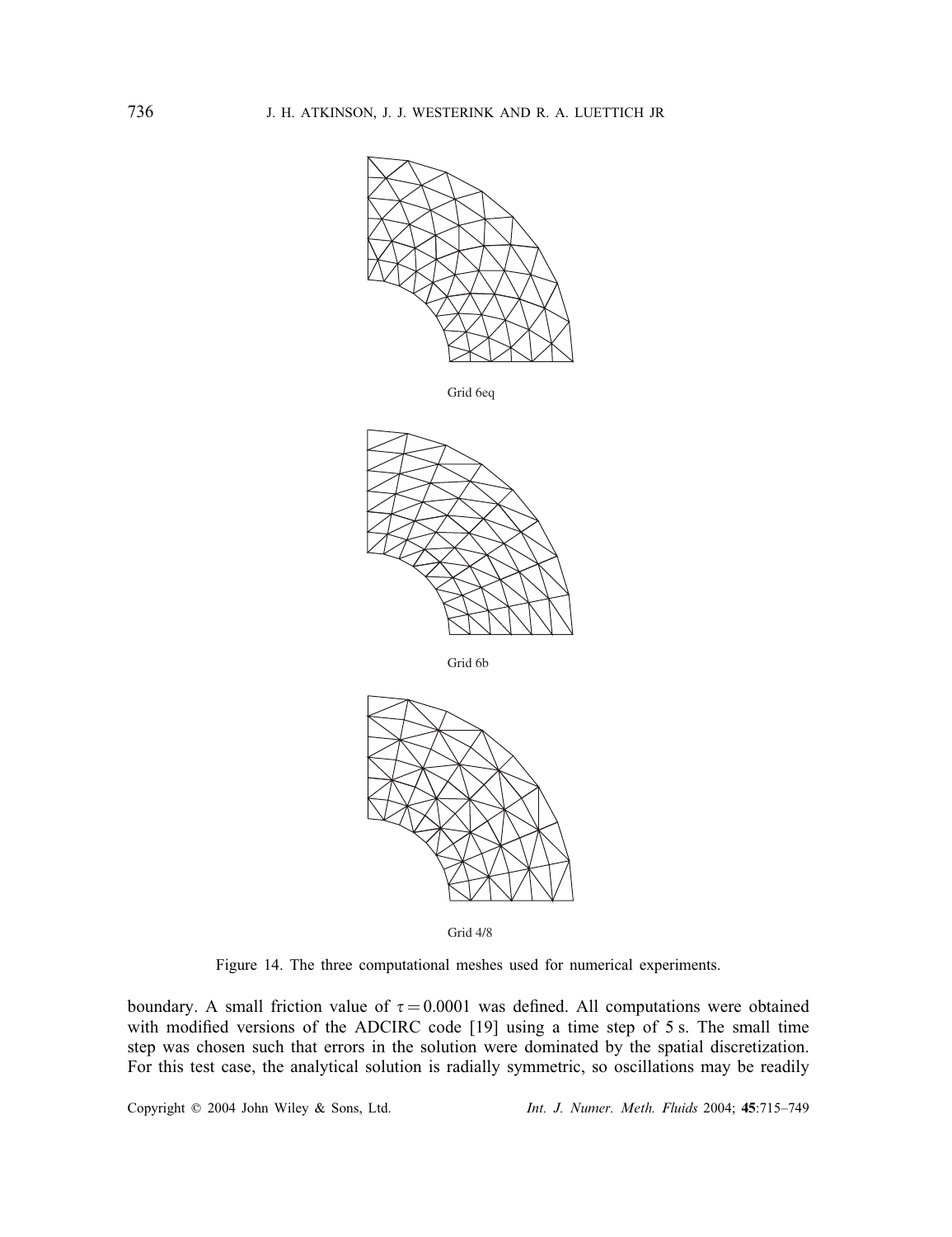Grid 6eq

Grid 6b

Grid 4/8

Figure 14. The three computational meshes used for numerical experiments.

boundary. A small friction value of $\tau = 0.0001$ was defined. All computations were obtained with modified versions of the ADCIRC code [19] using a time step of 5 s. The small time step was chosen such that errors in the solution were dominated by the spatial discretization. For this test case, the analytical solution is radially symmetric, so oscillations may be readily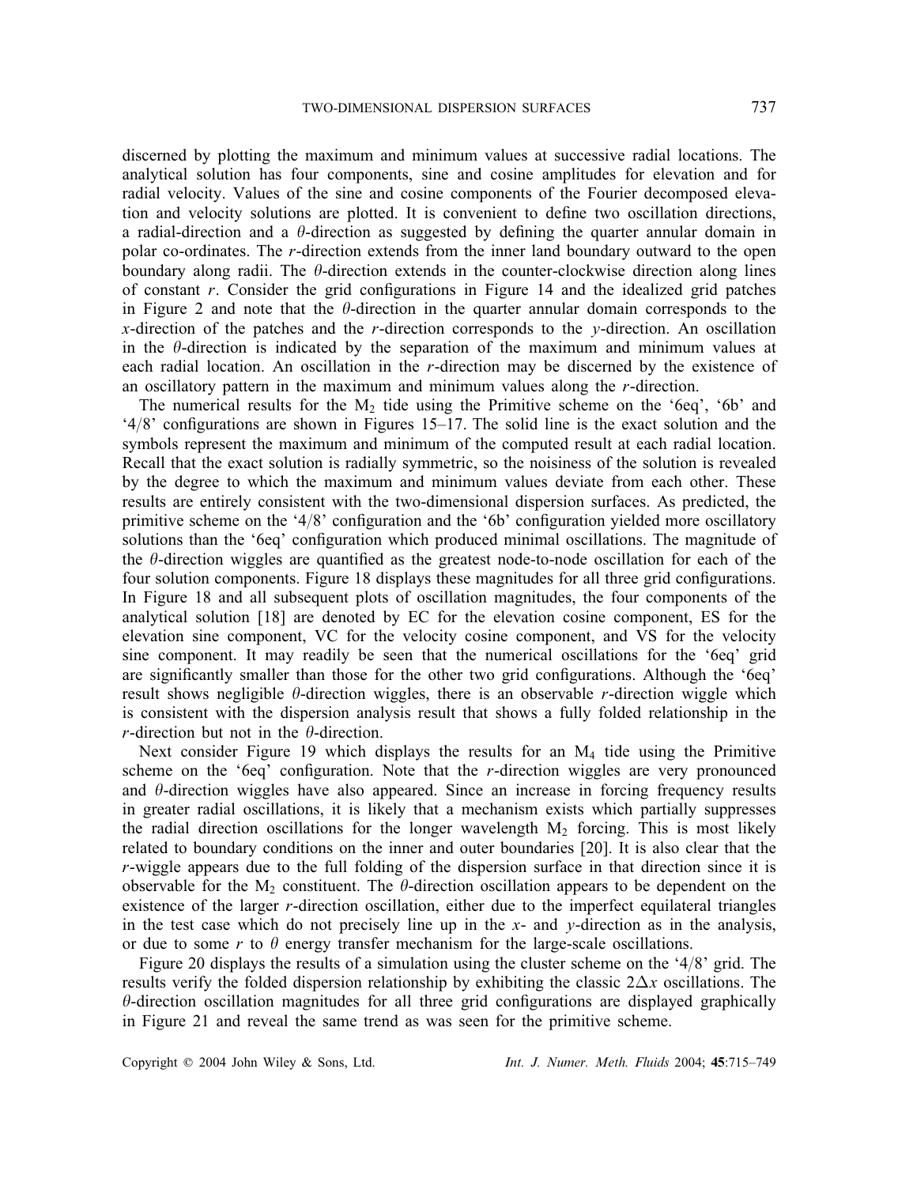discerned by plotting the maximum and minimum values at successive radial locations. The analytical solution has four components, sine and cosine amplitudes for elevation and for radial velocity. Values of the sine and cosine components of the Fourier decomposed elevation and velocity solutions are plotted. It is convenient to define two oscillation directions, a radial-direction and a $\theta$-direction as suggested by defining the quarter annular domain in polar co-ordinates. The $r$-direction extends from the inner land boundary outward to the open boundary along radii. The $\theta$-direction extends in the counter-clockwise direction along lines of constant $r$. Consider the grid configurations in Figure 14 and the idealized grid patches in Figure 2 and note that the $\theta$-direction in the quarter annular domain corresponds to the $x$-direction of the patches and the $r$-direction corresponds to the $y$-direction. An oscillation in the $\theta$-direction is indicated by the separation of the maximum and minimum values at each radial location. An oscillation in the $r$-direction may be discerned by the existence of an oscillatory pattern in the maximum and minimum values along the $r$-direction.

The numerical results for the $M_2$ tide using the Primitive scheme on the '6eq', '6b' and '4/8' configurations are shown in Figures 15–17. The solid line is the exact solution and the symbols represent the maximum and minimum of the computed result at each radial location. Recall that the exact solution is radially symmetric, so the noisiness of the solution is revealed by the degree to which the maximum and minimum values deviate from each other. These results are entirely consistent with the two-dimensional dispersion surfaces. As predicted, the primitive scheme on the '4/8' configuration and the '6b' configuration yielded more oscillatory solutions than the '6eq' configuration which produced minimal oscillations. The magnitude of the $\theta$-direction wiggles are quantified as the greatest node-to-node oscillation for each of the four solution components. Figure 18 displays these magnitudes for all three grid configurations. In Figure 18 and all subsequent plots of oscillation magnitudes, the four components of the analytical solution [18] are denoted by EC for the elevation cosine component, ES for the elevation sine component, VC for the velocity cosine component, and VS for the velocity sine component. It may readily be seen that the numerical oscillations for the '6eq' grid are significantly smaller than those for the other two grid configurations. Although the '6eq' result shows negligible $\theta$-direction wiggles, there is an observable $r$-direction wiggle which is consistent with the dispersion analysis result that shows a fully folded relationship in the $r$-direction but not in the $\theta$-direction.

Next consider Figure 19 which displays the results for an $M_4$ tide using the Primitive scheme on the '6eq' configuration. Note that the $r$-direction wiggles are very pronounced and $\theta$-direction wiggles have also appeared. Since an increase in forcing frequency results in greater radial oscillations, it is likely that a mechanism exists which partially suppresses the radial direction oscillations for the longer wavelength $M_2$ forcing. This is most likely related to boundary conditions on the inner and outer boundaries [20]. It is also clear that the $r$-wiggle appears due to the full folding of the dispersion surface in that direction since it is observable for the $M_2$ constituent. The $\theta$-direction oscillation appears to be dependent on the existence of the larger $r$-direction oscillation, either due to the imperfect equilateral triangles in the test case which do not precisely line up in the $x$- and $y$-direction as in the analysis, or due to some $r$ to $\theta$ energy transfer mechanism for the large-scale oscillations.

Figure 20 displays the results of a simulation using the cluster scheme on the '4/8' grid. The results verify the folded dispersion relationship by exhibiting the classic $2\Delta x$ oscillations. The $\theta$-direction oscillation magnitudes for all three grid configurations are displayed graphically in Figure 21 and reveal the same trend as was seen for the primitive scheme.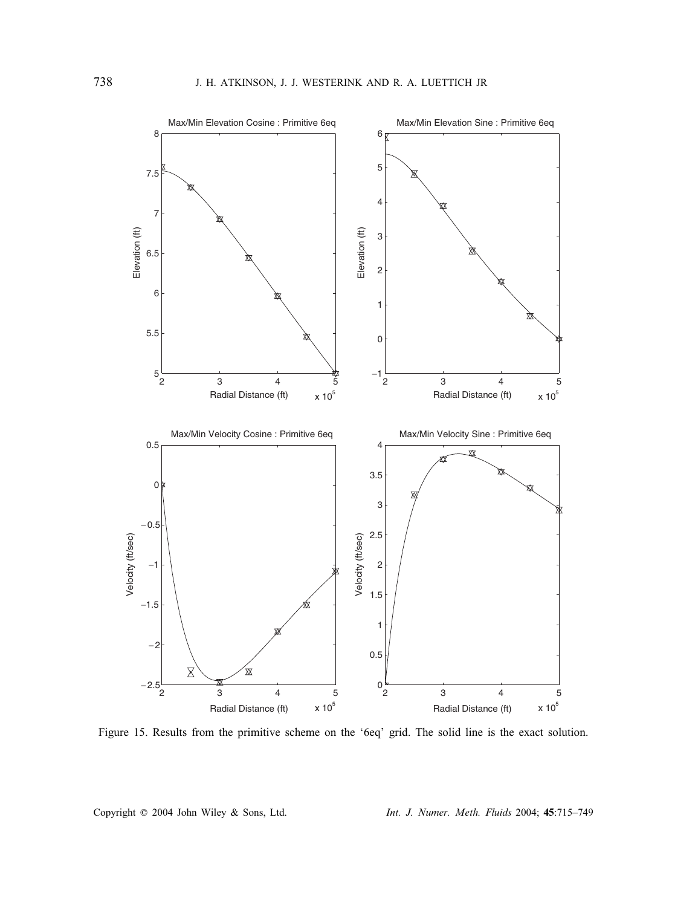Figure 15. Results from the primitive scheme on the '6eq' grid. The solid line is the exact solution.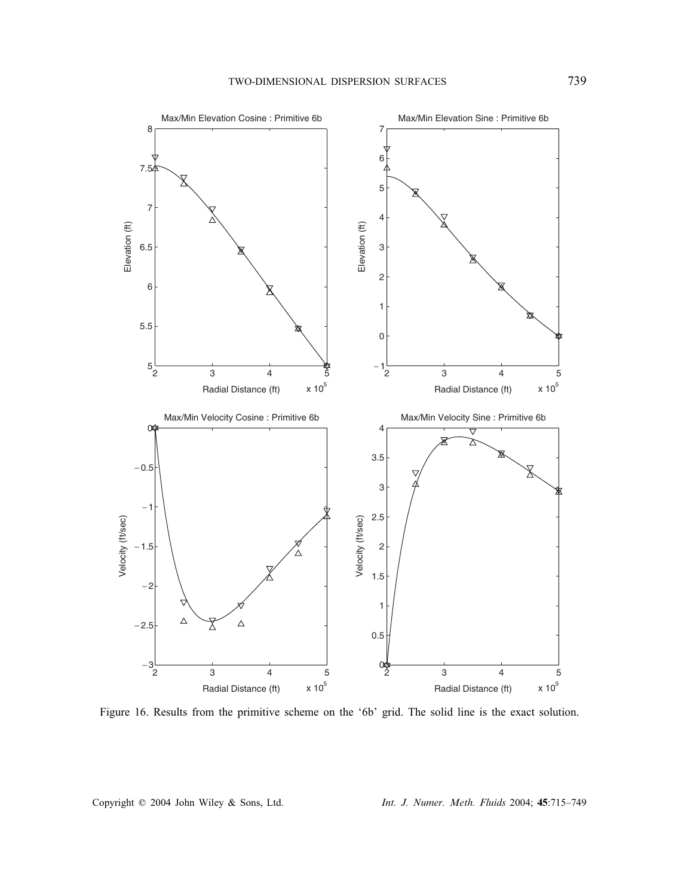Figure 16. Results from the primitive scheme on the '6b' grid. The solid line is the exact solution.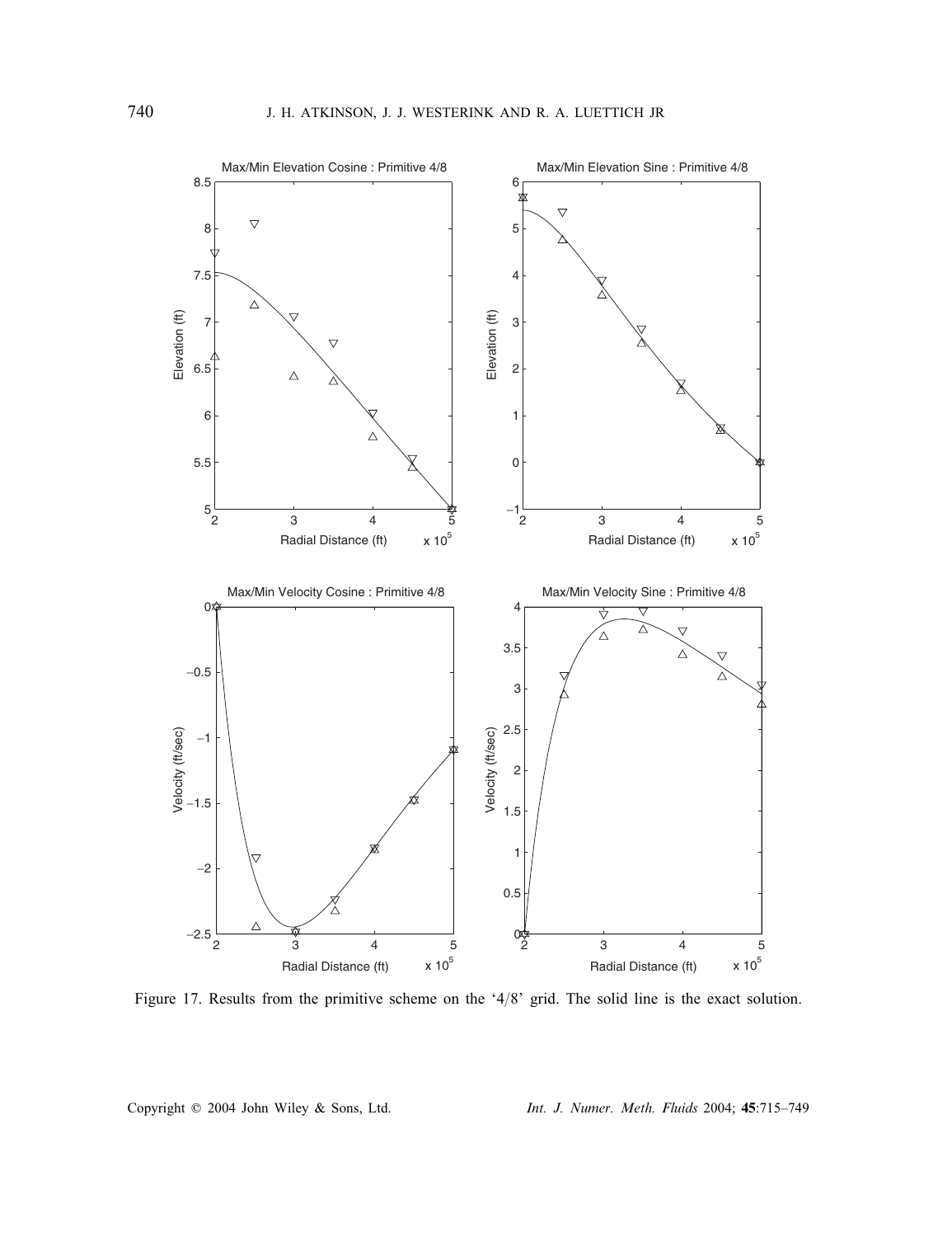Figure 17. Results from the primitive scheme on the '4/8' grid. The solid line is the exact solution.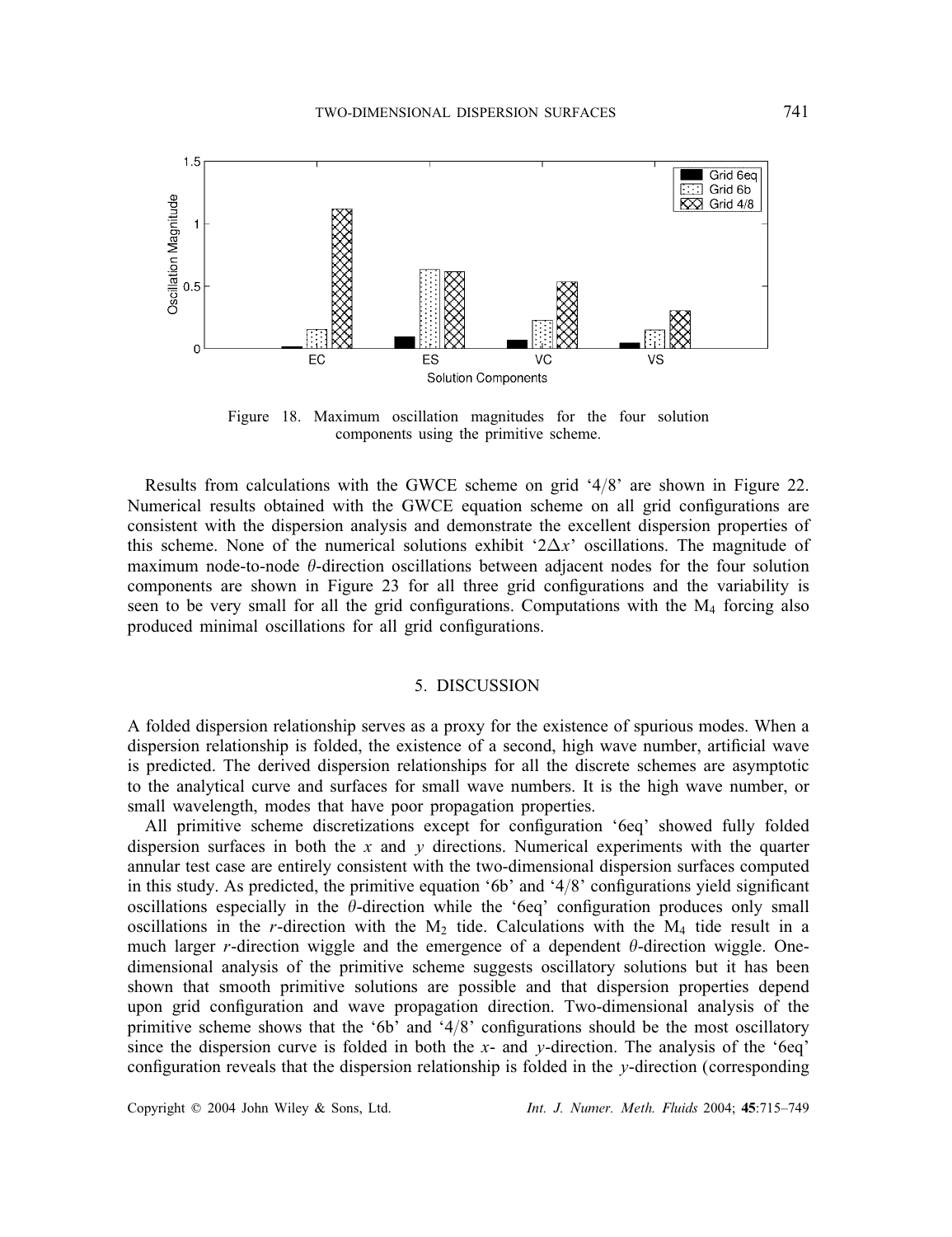Figure 18. Maximum oscillation magnitudes for the four solution components using the primitive scheme.

Results from calculations with the GWCE scheme on grid '4/8' are shown in Figure 22. Numerical results obtained with the GWCE equation scheme on all grid configurations are consistent with the dispersion analysis and demonstrate the excellent dispersion properties of this scheme. None of the numerical solutions exhibit '$2\Delta x$' oscillations. The magnitude of maximum node-to-node $\theta$-direction oscillations between adjacent nodes for the four solution components are shown in Figure 23 for all three grid configurations and the variability is seen to be very small for all the grid configurations. Computations with the $M_4$ forcing also produced minimal oscillations for all grid configurations.

## 5. DISCUSSION

A folded dispersion relationship serves as a proxy for the existence of spurious modes. When a dispersion relationship is folded, the existence of a second, high wave number, artificial wave is predicted. The derived dispersion relationships for all the discrete schemes are asymptotic to the analytical curve and surfaces for small wave numbers. It is the high wave number, or small wavelength, modes that have poor propagation properties.

All primitive scheme discretizations except for configuration '6eq' showed fully folded dispersion surfaces in both the $x$ and $y$ directions. Numerical experiments with the quarter annular test case are entirely consistent with the two-dimensional dispersion surfaces computed in this study. As predicted, the primitive equation '6b' and '4/8' configurations yield significant oscillations especially in the $\theta$-direction while the '6eq' configuration produces only small oscillations in the $r$-direction with the $M_2$ tide. Calculations with the $M_4$ tide result in a much larger $r$-direction wiggle and the emergence of a dependent $\theta$-direction wiggle. One-dimensional analysis of the primitive scheme suggests oscillatory solutions but it has been shown that smooth primitive solutions are possible and that dispersion properties depend upon grid configuration and wave propagation direction. Two-dimensional analysis of the primitive scheme shows that the '6b' and '4/8' configurations should be the most oscillatory since the dispersion curve is folded in both the $x$- and $y$-direction. The analysis of the '6eq' configuration reveals that the dispersion relationship is folded in the $y$-direction (corresponding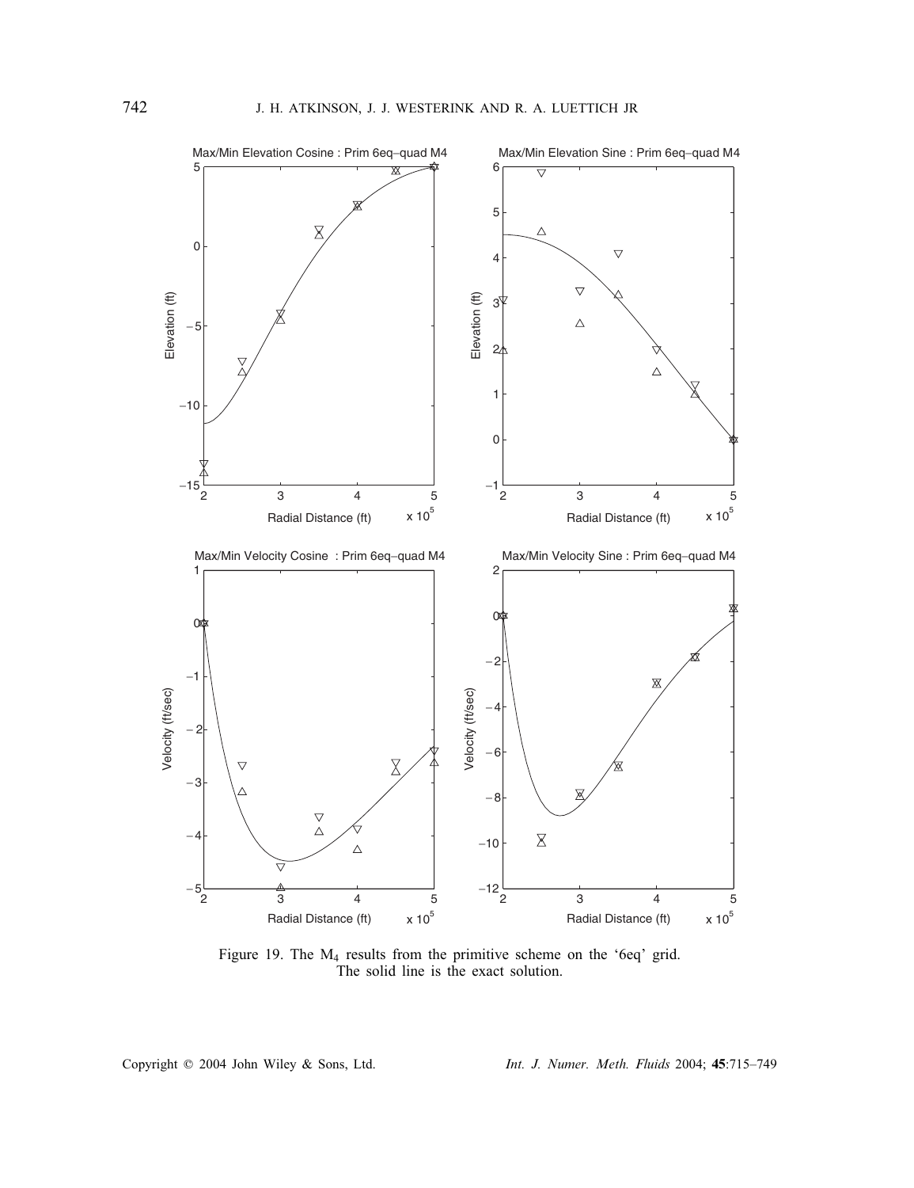Figure 19. The $M_4$ results from the primitive scheme on the '6eq' grid. The solid line is the exact solution.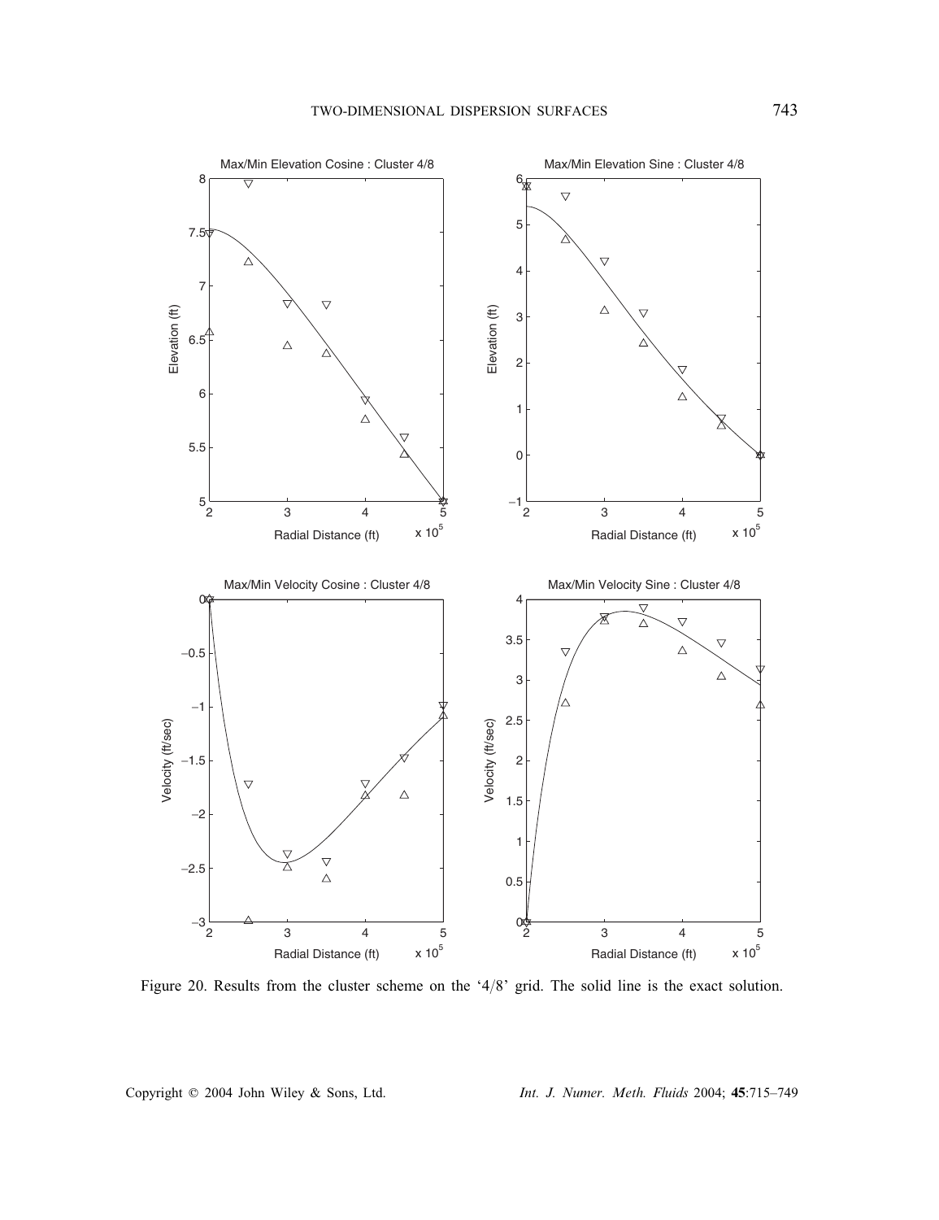Figure 20. Results from the cluster scheme on the '4/8' grid. The solid line is the exact solution.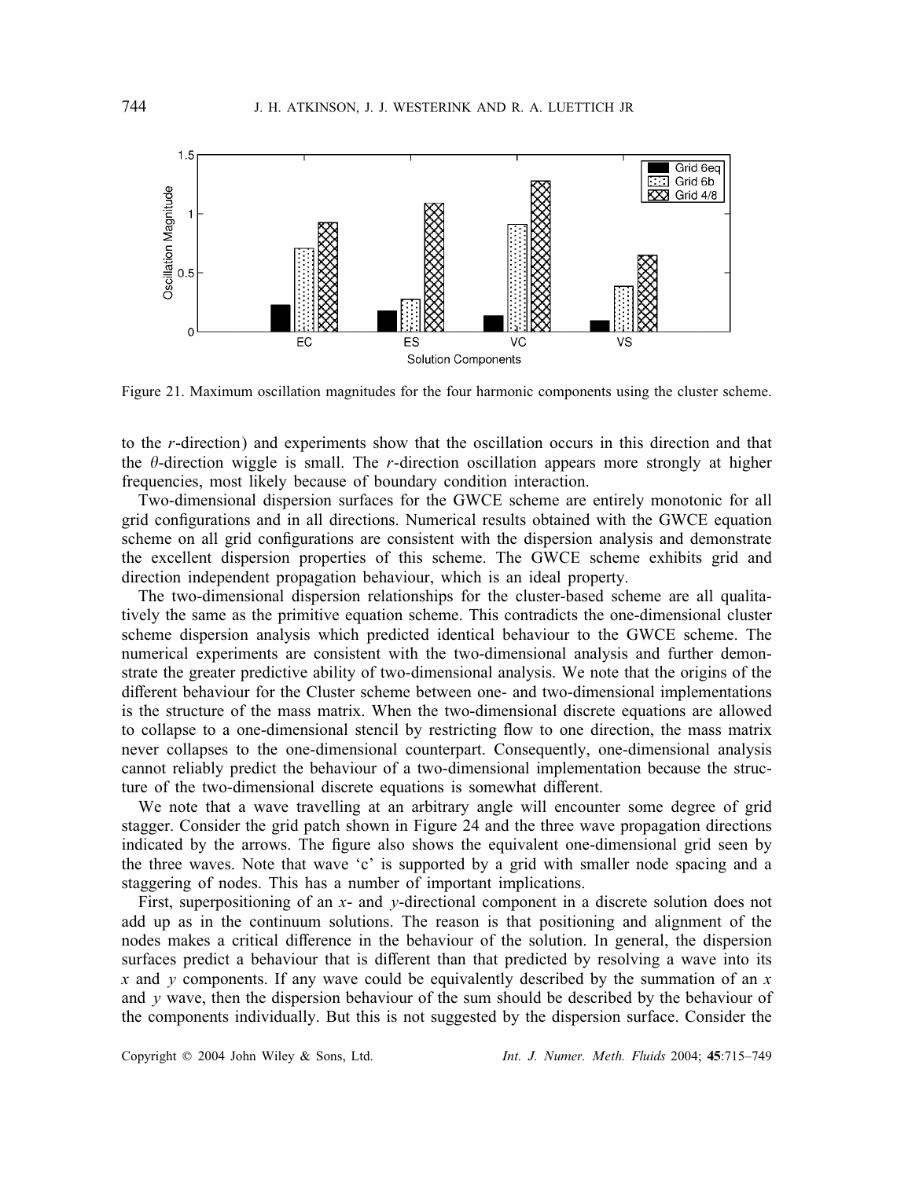Figure 21. Maximum oscillation magnitudes for the four harmonic components using the cluster scheme.

to the $r$-direction) and experiments show that the oscillation occurs in this direction and that the $\theta$-direction wiggle is small. The $r$-direction oscillation appears more strongly at higher frequencies, most likely because of boundary condition interaction.

Two-dimensional dispersion surfaces for the GWCE scheme are entirely monotonic for all grid configurations and in all directions. Numerical results obtained with the GWCE equation scheme on all grid configurations are consistent with the dispersion analysis and demonstrate the excellent dispersion properties of this scheme. The GWCE scheme exhibits grid and direction independent propagation behaviour, which is an ideal property.

The two-dimensional dispersion relationships for the cluster-based scheme are all qualitatively the same as the primitive equation scheme. This contradicts the one-dimensional cluster scheme dispersion analysis which predicted identical behaviour to the GWCE scheme. The numerical experiments are consistent with the two-dimensional analysis and further demonstrate the greater predictive ability of two-dimensional analysis. We note that the origins of the different behaviour for the Cluster scheme between one- and two-dimensional implementations is the structure of the mass matrix. When the two-dimensional discrete equations are allowed to collapse to a one-dimensional stencil by restricting flow to one direction, the mass matrix never collapses to the one-dimensional counterpart. Consequently, one-dimensional analysis cannot reliably predict the behaviour of a two-dimensional implementation because the structure of the two-dimensional discrete equations is somewhat different.

We note that a wave travelling at an arbitrary angle will encounter some degree of grid stagger. Consider the grid patch shown in Figure 24 and the three wave propagation directions indicated by the arrows. The figure also shows the equivalent one-dimensional grid seen by the three waves. Note that wave 'c' is supported by a grid with smaller node spacing and a staggering of nodes. This has a number of important implications.

First, superpositioning of an $x$- and $y$-directional component in a discrete solution does not add up as in the continuum solutions. The reason is that positioning and alignment of the nodes makes a critical difference in the behaviour of the solution. In general, the dispersion surfaces predict a behaviour that is different than that predicted by resolving a wave into its $x$ and $y$ components. If any wave could be equivalently described by the summation of an $x$ and $y$ wave, then the dispersion behaviour of the sum should be described by the behaviour of the components individually. But this is not suggested by the dispersion surface. Consider the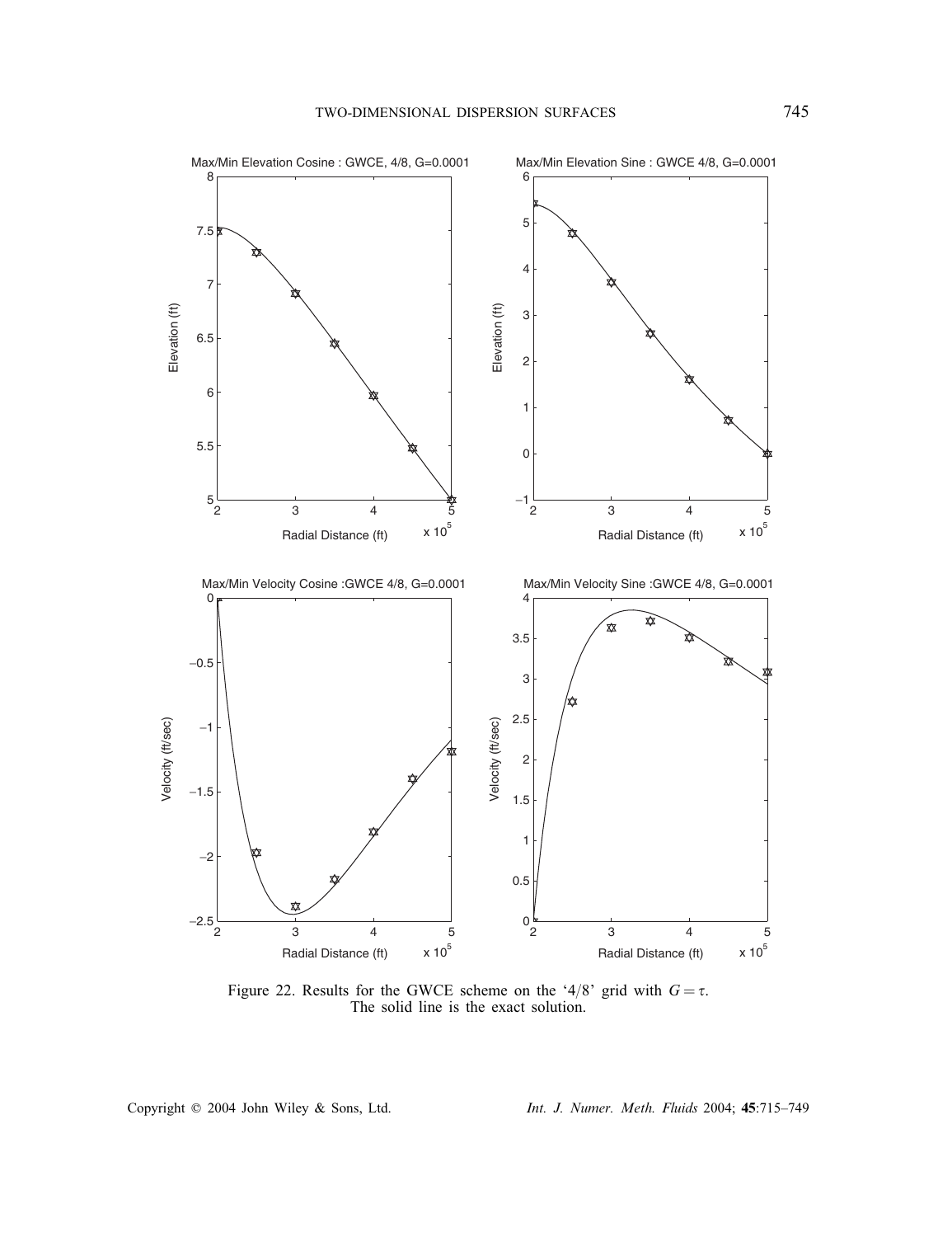Figure 22. Results for the GWCE scheme on the '4/8' grid with $G = \tau$. The solid line is the exact solution.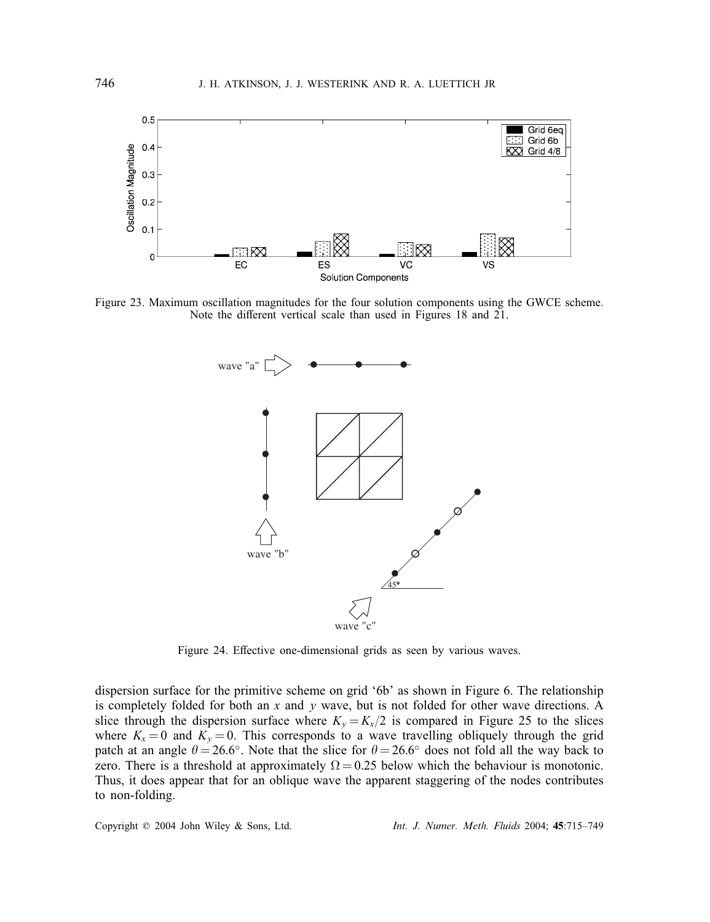Figure 23. Maximum oscillation magnitudes for the four solution components using the GWCE scheme. Note the different vertical scale than used in Figures 18 and 21.

Figure 24. Effective one-dimensional grids as seen by various waves.

dispersion surface for the primitive scheme on grid '6b' as shown in Figure 6. The relationship is completely folded for both an $x$ and $y$ wave, but is not folded for other wave directions. A slice through the dispersion surface where $K_y = K_x/2$ is compared in Figure 25 to the slices where $K_x = 0$ and $K_y = 0$. This corresponds to a wave travelling obliquely through the grid patch at an angle $\theta = 26.6°$. Note that the slice for $\theta = 26.6°$ does not fold all the way back to zero. There is a threshold at approximately $\Omega = 0.25$ below which the behaviour is monotonic. Thus, it does appear that for an oblique wave the apparent staggering of the nodes contributes to non-folding.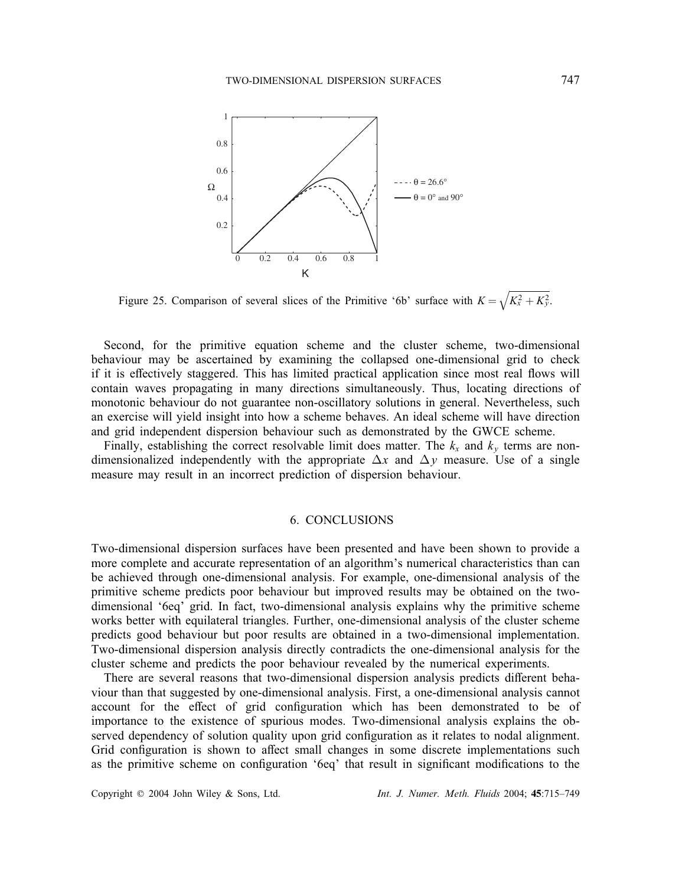Figure 25. Comparison of several slices of the Primitive '6b' surface with $K = \sqrt{K_x^2 + K_y^2}$.

Second, for the primitive equation scheme and the cluster scheme, two-dimensional behaviour may be ascertained by examining the collapsed one-dimensional grid to check if it is effectively staggered. This has limited practical application since most real flows will contain waves propagating in many directions simultaneously. Thus, locating directions of monotonic behaviour do not guarantee non-oscillatory solutions in general. Nevertheless, such an exercise will yield insight into how a scheme behaves. An ideal scheme will have direction and grid independent dispersion behaviour such as demonstrated by the GWCE scheme.

Finally, establishing the correct resolvable limit does matter. The $k_x$ and $k_y$ terms are non-dimensionalized independently with the appropriate $\Delta x$ and $\Delta y$ measure. Use of a single measure may result in an incorrect prediction of dispersion behaviour.

## 6. CONCLUSIONS

Two-dimensional dispersion surfaces have been presented and have been shown to provide a more complete and accurate representation of an algorithm's numerical characteristics than can be achieved through one-dimensional analysis. For example, one-dimensional analysis of the primitive scheme predicts poor behaviour but improved results may be obtained on the two-dimensional '6eq' grid. In fact, two-dimensional analysis explains why the primitive scheme works better with equilateral triangles. Further, one-dimensional analysis of the cluster scheme predicts good behaviour but poor results are obtained in a two-dimensional implementation. Two-dimensional dispersion analysis directly contradicts the one-dimensional analysis for the cluster scheme and predicts the poor behaviour revealed by the numerical experiments.

There are several reasons that two-dimensional dispersion analysis predicts different behaviour than that suggested by one-dimensional analysis. First, a one-dimensional analysis cannot account for the effect of grid configuration which has been demonstrated to be of importance to the existence of spurious modes. Two-dimensional analysis explains the observed dependency of solution quality upon grid configuration as it relates to nodal alignment. Grid configuration is shown to affect small changes in some discrete implementations such as the primitive scheme on configuration '6eq' that result in significant modifications to the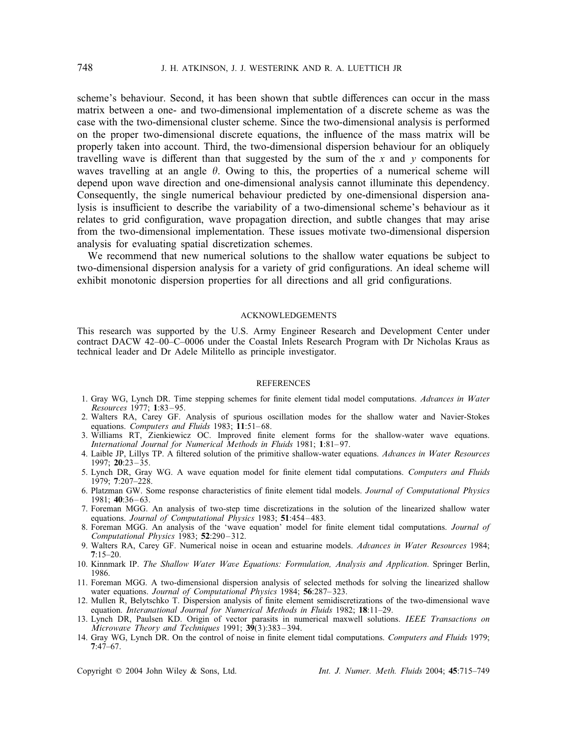scheme's behaviour. Second, it has been shown that subtle differences can occur in the mass matrix between a one- and two-dimensional implementation of a discrete scheme as was the case with the two-dimensional cluster scheme. Since the two-dimensional analysis is performed on the proper two-dimensional discrete equations, the influence of the mass matrix will be properly taken into account. Third, the two-dimensional dispersion behaviour for an obliquely travelling wave is different than that suggested by the sum of the $x$ and $y$ components for waves travelling at an angle $\theta$. Owing to this, the properties of a numerical scheme will depend upon wave direction and one-dimensional analysis cannot illuminate this dependency. Consequently, the single numerical behaviour predicted by one-dimensional dispersion analysis is insufficient to describe the variability of a two-dimensional scheme's behaviour as it relates to grid configuration, wave propagation direction, and subtle changes that may arise from the two-dimensional implementation. These issues motivate two-dimensional dispersion analysis for evaluating spatial discretization schemes.

We recommend that new numerical solutions to the shallow water equations be subject to two-dimensional dispersion analysis for a variety of grid configurations. An ideal scheme will exhibit monotonic dispersion properties for all directions and all grid configurations.

## ACKNOWLEDGEMENTS

This research was supported by the U.S. Army Engineer Research and Development Center under contract DACW 42–00–C–0006 under the Coastal Inlets Research Program with Dr Nicholas Kraus as technical leader and Dr Adele Militello as principle investigator.

## REFERENCES

1. Gray WG, Lynch DR. Time stepping schemes for finite element tidal model computations. *Advances in Water Resources* 1977; **1**:83–95.
2. Walters RA, Carey GF. Analysis of spurious oscillation modes for the shallow water and Navier-Stokes equations. *Computers and Fluids* 1983; **11**:51–68.
3. Williams RT, Zienkiewicz OC. Improved finite element forms for the shallow-water wave equations. *International Journal for Numerical Methods in Fluids* 1981; **1**:81–97.
4. Laible JP, Lillys TP. A filtered solution of the primitive shallow-water equations. *Advances in Water Resources* 1997; **20**:23–35.
5. Lynch DR, Gray WG. A wave equation model for finite element tidal computations. *Computers and Fluids* 1979; **7**:207–228.
6. Platzman GW. Some response characteristics of finite element tidal models. *Journal of Computational Physics* 1981; **40**:36–63.
7. Foreman MGG. An analysis of two-step time discretizations in the solution of the linearized shallow water equations. *Journal of Computational Physics* 1983; **51**:454–483.
8. Foreman MGG. An analysis of the 'wave equation' model for finite element tidal computations. *Journal of Computational Physics* 1983; **52**:290–312.
9. Walters RA, Carey GF. Numerical noise in ocean and estuarine models. *Advances in Water Resources* 1984; **7**:15–20.
10. Kinnmark IP. *The Shallow Water Wave Equations: Formulation, Analysis and Application*. Springer Berlin, 1986.
11. Foreman MGG. A two-dimensional dispersion analysis of selected methods for solving the linearized shallow water equations. *Journal of Computational Physics* 1984; **56**:287–323.
12. Mullen R, Belytschko T. Dispersion analysis of finite element semidiscretizations of the two-dimensional wave equation. *Interanational Journal for Numerical Methods in Fluids* 1982; **18**:11–29.
13. Lynch DR, Paulsen KD. Origin of vector parasits in numerical maxwell solutions. *IEEE Transactions on Microwave Theory and Techniques* 1991; **39**(3):383–394.
14. Gray WG, Lynch DR. On the control of noise in finite element tidal computations. *Computers and Fluids* 1979; **7**:47–67.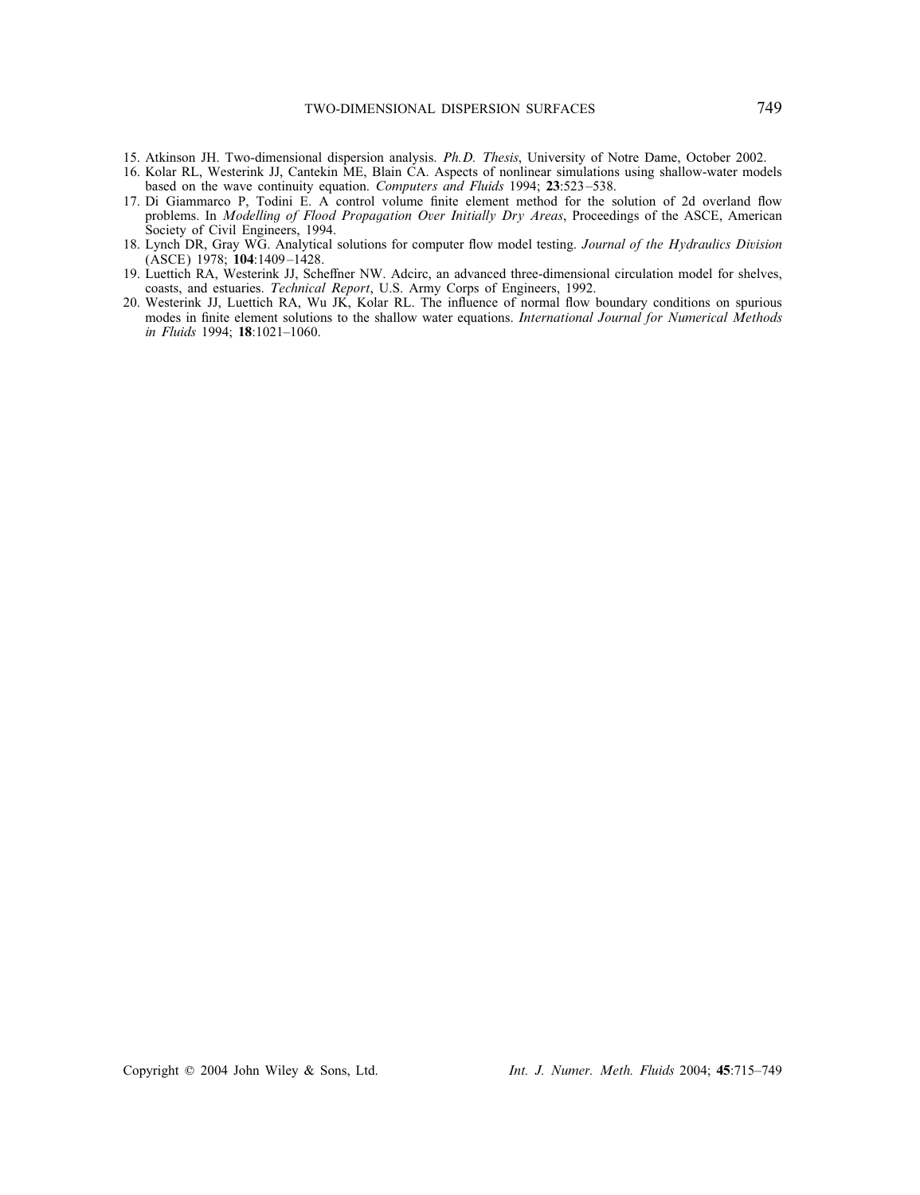15. Atkinson JH. Two-dimensional dispersion analysis. *Ph.D. Thesis*, University of Notre Dame, October 2002.
16. Kolar RL, Westerink JJ, Cantekin ME, Blain CA. Aspects of nonlinear simulations using shallow-water models based on the wave continuity equation. *Computers and Fluids* 1994; **23**:523–538.
17. Di Giammarco P, Todini E. A control volume finite element method for the solution of 2d overland flow problems. In *Modelling of Flood Propagation Over Initially Dry Areas*, Proceedings of the ASCE, American Society of Civil Engineers, 1994.
18. Lynch DR, Gray WG. Analytical solutions for computer flow model testing. *Journal of the Hydraulics Division* (ASCE) 1978; **104**:1409–1428.
19. Luettich RA, Westerink JJ, Scheffner NW. Adcirc, an advanced three-dimensional circulation model for shelves, coasts, and estuaries. *Technical Report*, U.S. Army Corps of Engineers, 1992.
20. Westerink JJ, Luettich RA, Wu JK, Kolar RL. The influence of normal flow boundary conditions on spurious modes in finite element solutions to the shallow water equations. *International Journal for Numerical Methods in Fluids* 1994; **18**:1021–1060.